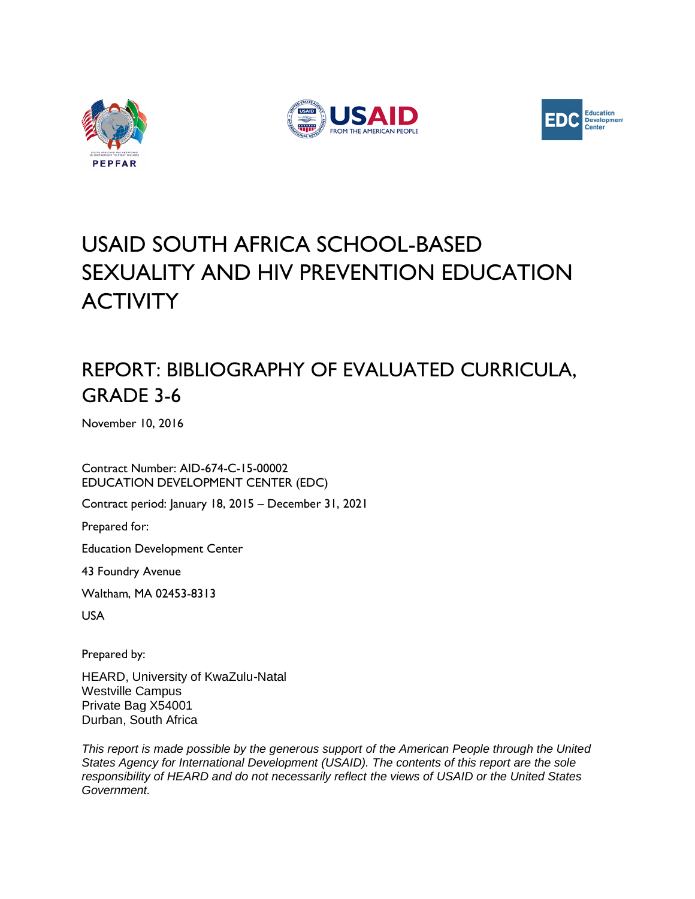# USAID SOUTH AFRICA SCHOOL-BASED SEXUALITY AND HIV PREVENTION EDUCATION ACTIVITY

## REPORT: BIBLIOGRAPHY OF EVALUATED CURRICULA, GRADE 3-6

November 10, 2016

Contract Number: AID-674-C-15-00002
EDUCATION DEVELOPMENT CENTER (EDC)

Contract period: January 18, 2015 – December 31, 2021

Prepared for:

Education Development Center

43 Foundry Avenue

Waltham, MA 02453-8313

USA

Prepared by:

HEARD, University of KwaZulu-Natal
Westville Campus
Private Bag X54001
Durban, South Africa

*This report is made possible by the generous support of the American People through the United States Agency for International Development (USAID). The contents of this report are the sole responsibility of HEARD and do not necessarily reflect the views of USAID or the United States Government.*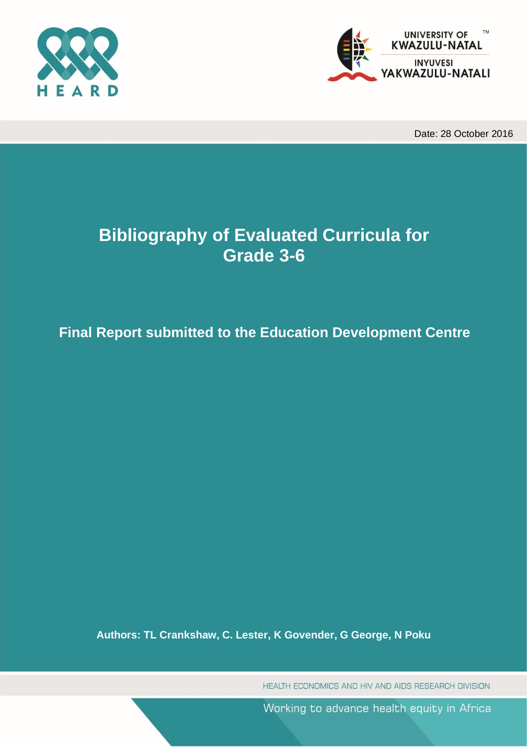HEARD

UNIVERSITY OF KWAZULU-NATAL

INYUVESI YAKWAZULU-NATALI

Date: 28 October 2016

# Bibliography of Evaluated Curricula for Grade 3-6

## Final Report submitted to the Education Development Centre

**Authors: TL Crankshaw, C. Lester, K Govender, G George, N Poku**

HEALTH ECONOMICS AND HIV AND AIDS RESEARCH DIVISION

Working to advance health equity in Africa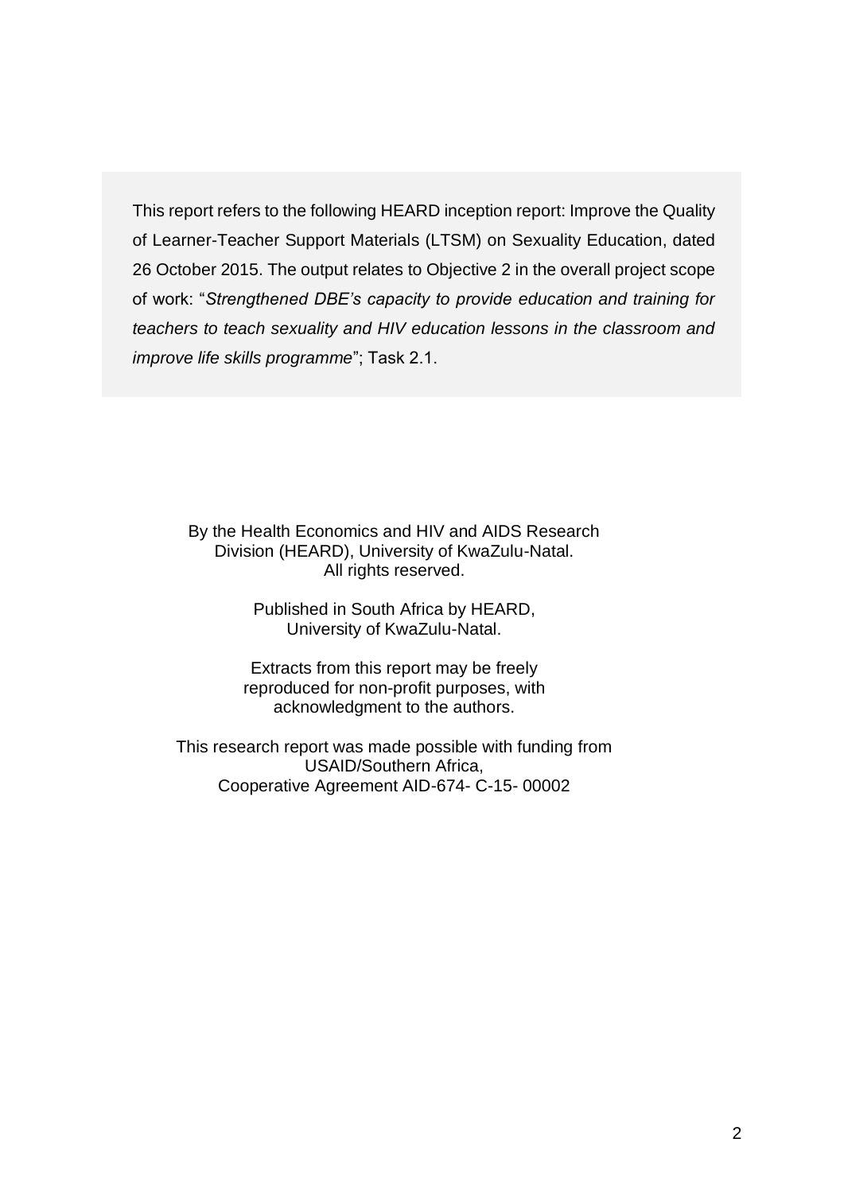This report refers to the following HEARD inception report: Improve the Quality of Learner-Teacher Support Materials (LTSM) on Sexuality Education, dated 26 October 2015. The output relates to Objective 2 in the overall project scope of work: "*Strengthened DBE's capacity to provide education and training for teachers to teach sexuality and HIV education lessons in the classroom and improve life skills programme*"; Task 2.1.

By the Health Economics and HIV and AIDS Research Division (HEARD), University of KwaZulu-Natal.
All rights reserved.

Published in South Africa by HEARD,
University of KwaZulu-Natal.

Extracts from this report may be freely reproduced for non-profit purposes, with acknowledgment to the authors.

This research report was made possible with funding from USAID/Southern Africa,
Cooperative Agreement AID-674- C-15- 00002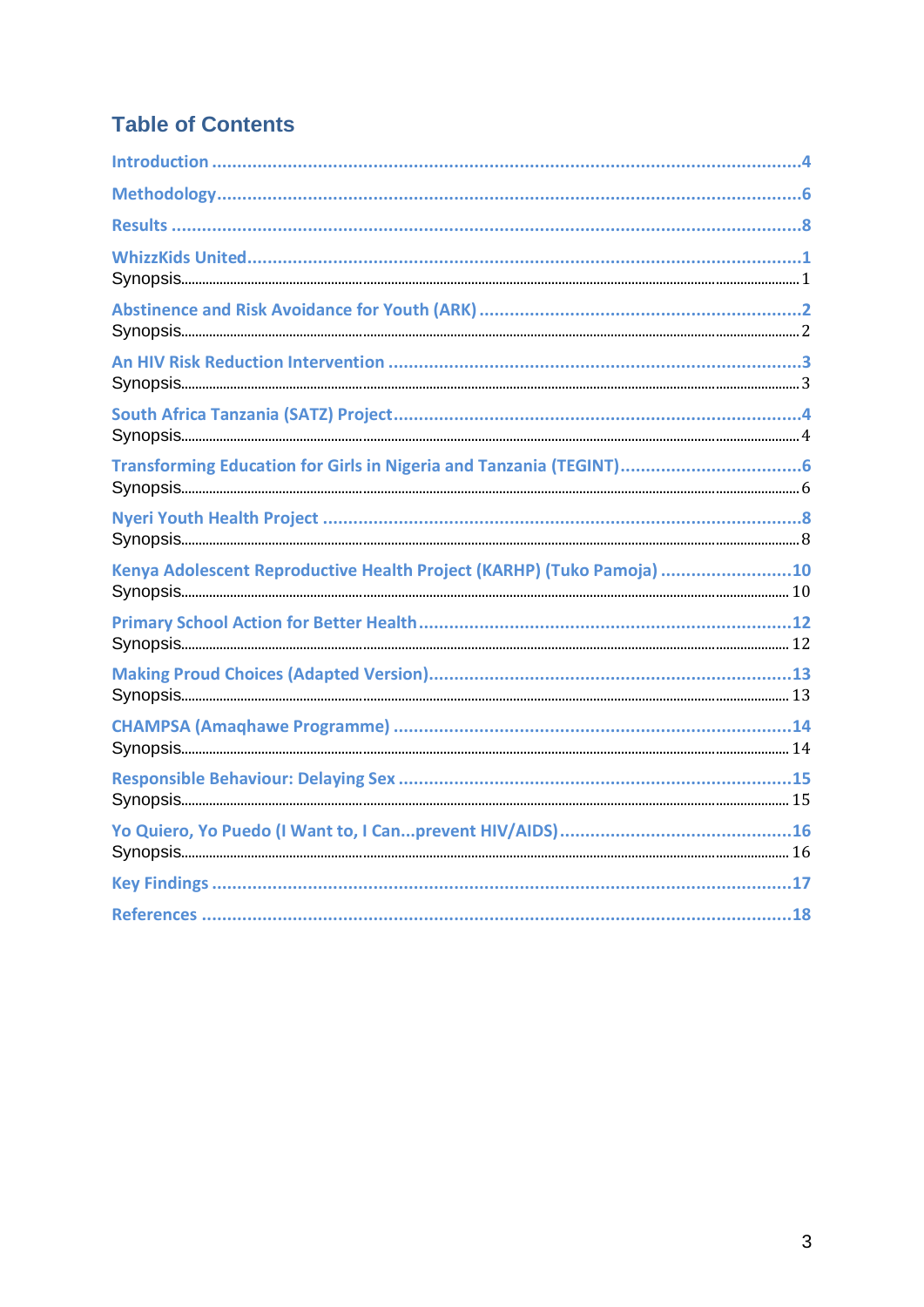## Table of Contents

Introduction ....................................................................................................4

Methodology....................................................................................................6

Results ............................................................................................................8

WhizzKids United.............................................................................................1
Synopsis..........................................................................................................1

Abstinence and Risk Avoidance for Youth (ARK) ..............................................2
Synopsis..........................................................................................................2

An HIV Risk Reduction Intervention .................................................................3
Synopsis..........................................................................................................3

South Africa Tanzania (SATZ) Project...............................................................4
Synopsis..........................................................................................................4

Transforming Education for Girls in Nigeria and Tanzania (TEGINT)...................6
Synopsis..........................................................................................................6

Nyeri Youth Health Project ..............................................................................8
Synopsis..........................................................................................................8

Kenya Adolescent Reproductive Health Project (KARHP) (Tuko Pamoja) ..........10
Synopsis........................................................................................................10

Primary School Action for Better Health.........................................................12
Synopsis........................................................................................................12

Making Proud Choices (Adapted Version).......................................................13
Synopsis........................................................................................................13

CHAMPSA (Amaqhawe Programme) ..............................................................14
Synopsis........................................................................................................14

Responsible Behaviour: Delaying Sex .............................................................15
Synopsis........................................................................................................15

Yo Quiero, Yo Puedo (I Want to, I Can...prevent HIV/AIDS)...............................16
Synopsis........................................................................................................16

Key Findings ..................................................................................................17

References ....................................................................................................18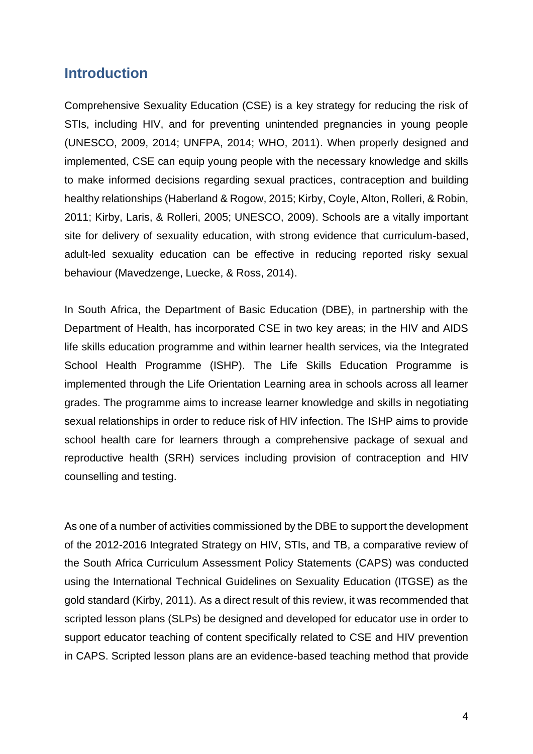## Introduction

Comprehensive Sexuality Education (CSE) is a key strategy for reducing the risk of STIs, including HIV, and for preventing unintended pregnancies in young people (UNESCO, 2009, 2014; UNFPA, 2014; WHO, 2011). When properly designed and implemented, CSE can equip young people with the necessary knowledge and skills to make informed decisions regarding sexual practices, contraception and building healthy relationships (Haberland & Rogow, 2015; Kirby, Coyle, Alton, Rolleri, & Robin, 2011; Kirby, Laris, & Rolleri, 2005; UNESCO, 2009). Schools are a vitally important site for delivery of sexuality education, with strong evidence that curriculum-based, adult-led sexuality education can be effective in reducing reported risky sexual behaviour (Mavedzenge, Luecke, & Ross, 2014).

In South Africa, the Department of Basic Education (DBE), in partnership with the Department of Health, has incorporated CSE in two key areas; in the HIV and AIDS life skills education programme and within learner health services, via the Integrated School Health Programme (ISHP). The Life Skills Education Programme is implemented through the Life Orientation Learning area in schools across all learner grades. The programme aims to increase learner knowledge and skills in negotiating sexual relationships in order to reduce risk of HIV infection. The ISHP aims to provide school health care for learners through a comprehensive package of sexual and reproductive health (SRH) services including provision of contraception and HIV counselling and testing.

As one of a number of activities commissioned by the DBE to support the development of the 2012-2016 Integrated Strategy on HIV, STIs, and TB, a comparative review of the South Africa Curriculum Assessment Policy Statements (CAPS) was conducted using the International Technical Guidelines on Sexuality Education (ITGSE) as the gold standard (Kirby, 2011). As a direct result of this review, it was recommended that scripted lesson plans (SLPs) be designed and developed for educator use in order to support educator teaching of content specifically related to CSE and HIV prevention in CAPS. Scripted lesson plans are an evidence-based teaching method that provide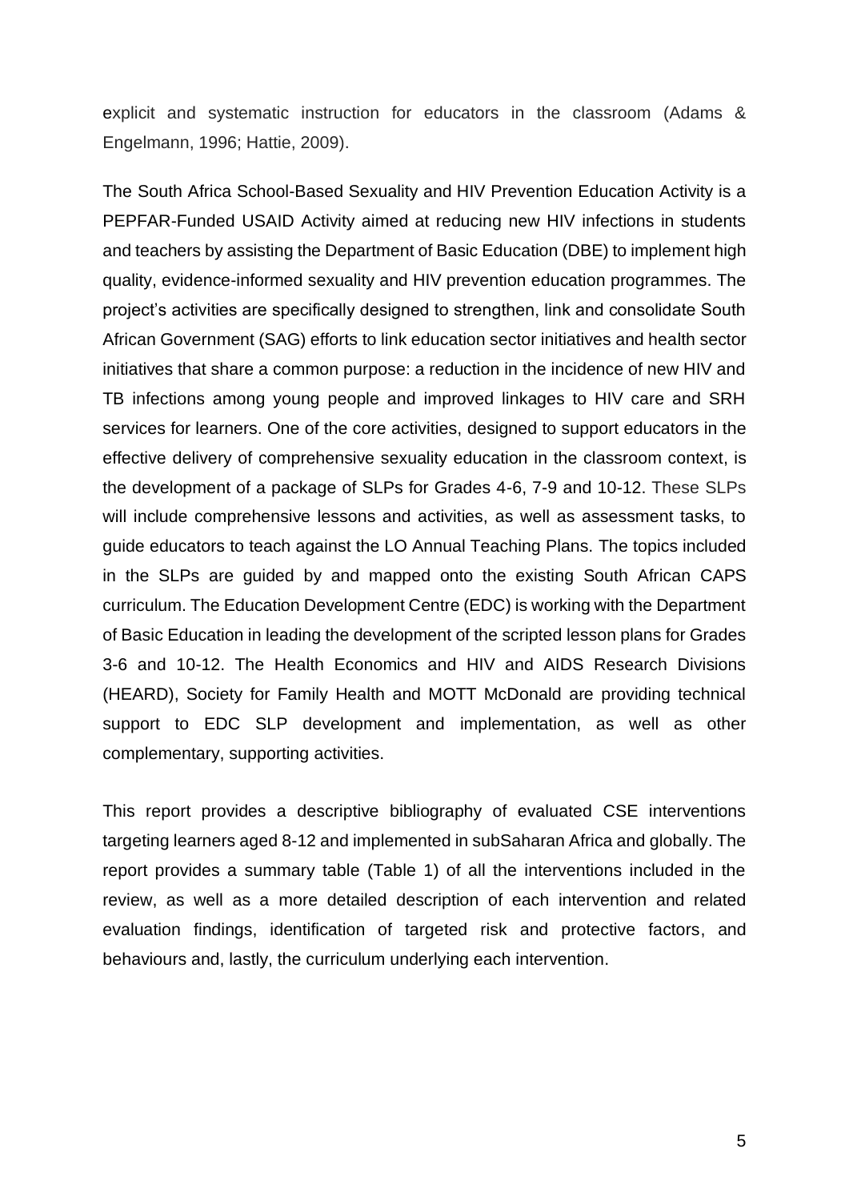explicit and systematic instruction for educators in the classroom (Adams & Engelmann, 1996; Hattie, 2009).

The South Africa School-Based Sexuality and HIV Prevention Education Activity is a PEPFAR-Funded USAID Activity aimed at reducing new HIV infections in students and teachers by assisting the Department of Basic Education (DBE) to implement high quality, evidence-informed sexuality and HIV prevention education programmes. The project's activities are specifically designed to strengthen, link and consolidate South African Government (SAG) efforts to link education sector initiatives and health sector initiatives that share a common purpose: a reduction in the incidence of new HIV and TB infections among young people and improved linkages to HIV care and SRH services for learners. One of the core activities, designed to support educators in the effective delivery of comprehensive sexuality education in the classroom context, is the development of a package of SLPs for Grades 4-6, 7-9 and 10-12. These SLPs will include comprehensive lessons and activities, as well as assessment tasks, to guide educators to teach against the LO Annual Teaching Plans. The topics included in the SLPs are guided by and mapped onto the existing South African CAPS curriculum. The Education Development Centre (EDC) is working with the Department of Basic Education in leading the development of the scripted lesson plans for Grades 3-6 and 10-12. The Health Economics and HIV and AIDS Research Divisions (HEARD), Society for Family Health and MOTT McDonald are providing technical support to EDC SLP development and implementation, as well as other complementary, supporting activities.

This report provides a descriptive bibliography of evaluated CSE interventions targeting learners aged 8-12 and implemented in subSaharan Africa and globally. The report provides a summary table (Table 1) of all the interventions included in the review, as well as a more detailed description of each intervention and related evaluation findings, identification of targeted risk and protective factors, and behaviours and, lastly, the curriculum underlying each intervention.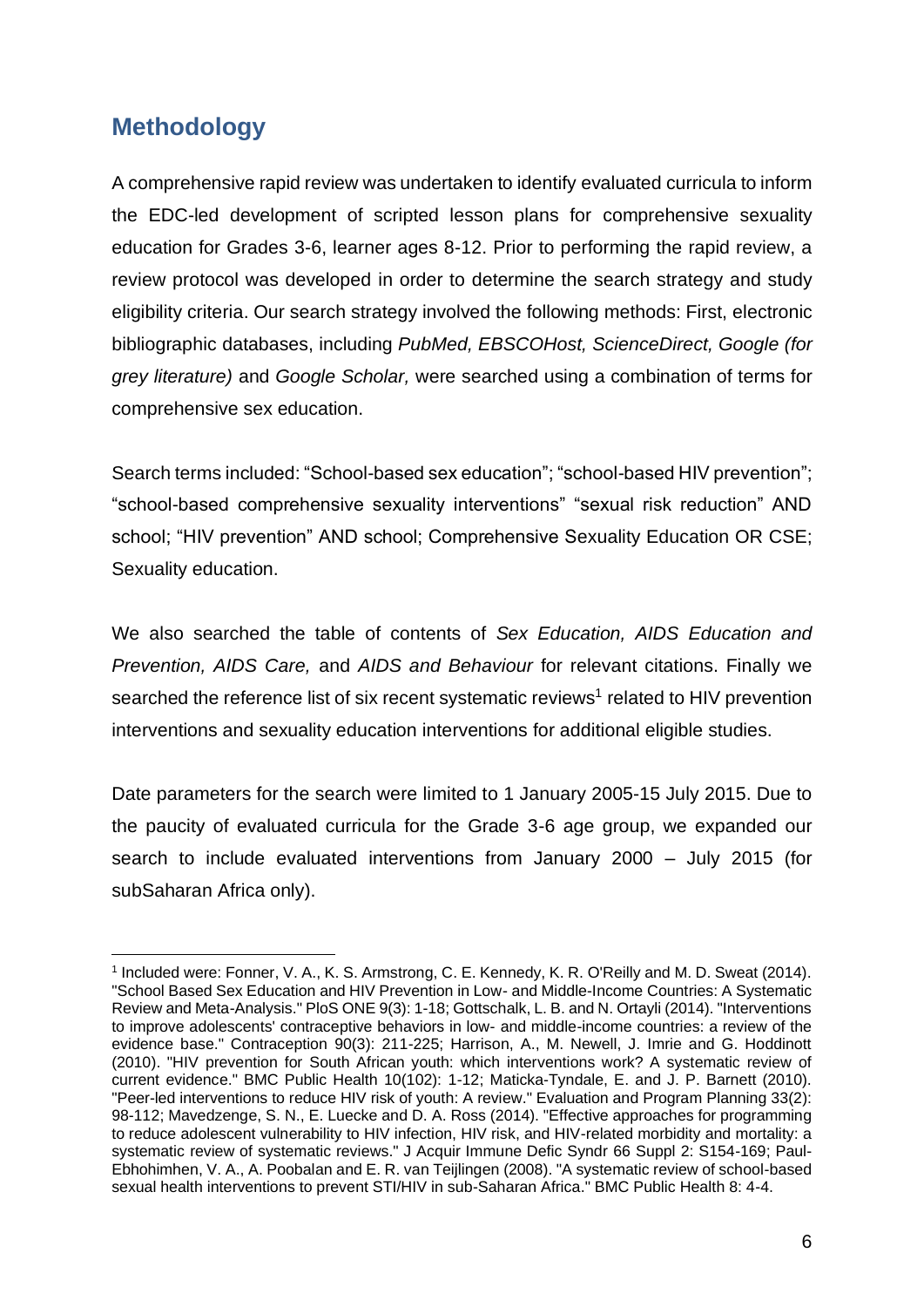## Methodology

A comprehensive rapid review was undertaken to identify evaluated curricula to inform the EDC-led development of scripted lesson plans for comprehensive sexuality education for Grades 3-6, learner ages 8-12. Prior to performing the rapid review, a review protocol was developed in order to determine the search strategy and study eligibility criteria. Our search strategy involved the following methods: First, electronic bibliographic databases, including *PubMed, EBSCOHost, ScienceDirect, Google (for grey literature)* and *Google Scholar,* were searched using a combination of terms for comprehensive sex education.

Search terms included: "School-based sex education"; "school-based HIV prevention"; "school-based comprehensive sexuality interventions" "sexual risk reduction" AND school; "HIV prevention" AND school; Comprehensive Sexuality Education OR CSE; Sexuality education.

We also searched the table of contents of *Sex Education, AIDS Education and Prevention, AIDS Care,* and *AIDS and Behaviour* for relevant citations. Finally we searched the reference list of six recent systematic reviews[1] related to HIV prevention interventions and sexuality education interventions for additional eligible studies.

Date parameters for the search were limited to 1 January 2005-15 July 2015. Due to the paucity of evaluated curricula for the Grade 3-6 age group, we expanded our search to include evaluated interventions from January 2000 – July 2015 (for subSaharan Africa only).

---

[1] Included were: Fonner, V. A., K. S. Armstrong, C. E. Kennedy, K. R. O'Reilly and M. D. Sweat (2014). "School Based Sex Education and HIV Prevention in Low- and Middle-Income Countries: A Systematic Review and Meta-Analysis." PloS ONE 9(3): 1-18; Gottschalk, L. B. and N. Ortayli (2014). "Interventions to improve adolescents' contraceptive behaviors in low- and middle-income countries: a review of the evidence base." Contraception 90(3): 211-225; Harrison, A., M. Newell, J. Imrie and G. Hoddinott (2010). "HIV prevention for South African youth: which interventions work? A systematic review of current evidence." BMC Public Health 10(102): 1-12; Maticka-Tyndale, E. and J. P. Barnett (2010). "Peer-led interventions to reduce HIV risk of youth: A review." Evaluation and Program Planning 33(2): 98-112; Mavedzenge, S. N., E. Luecke and D. A. Ross (2014). "Effective approaches for programming to reduce adolescent vulnerability to HIV infection, HIV risk, and HIV-related morbidity and mortality: a systematic review of systematic reviews." J Acquir Immune Defic Syndr 66 Suppl 2: S154-169; Paul-Ebhohimhen, V. A., A. Poobalan and E. R. van Teijlingen (2008). "A systematic review of school-based sexual health interventions to prevent STI/HIV in sub-Saharan Africa." BMC Public Health 8: 4-4.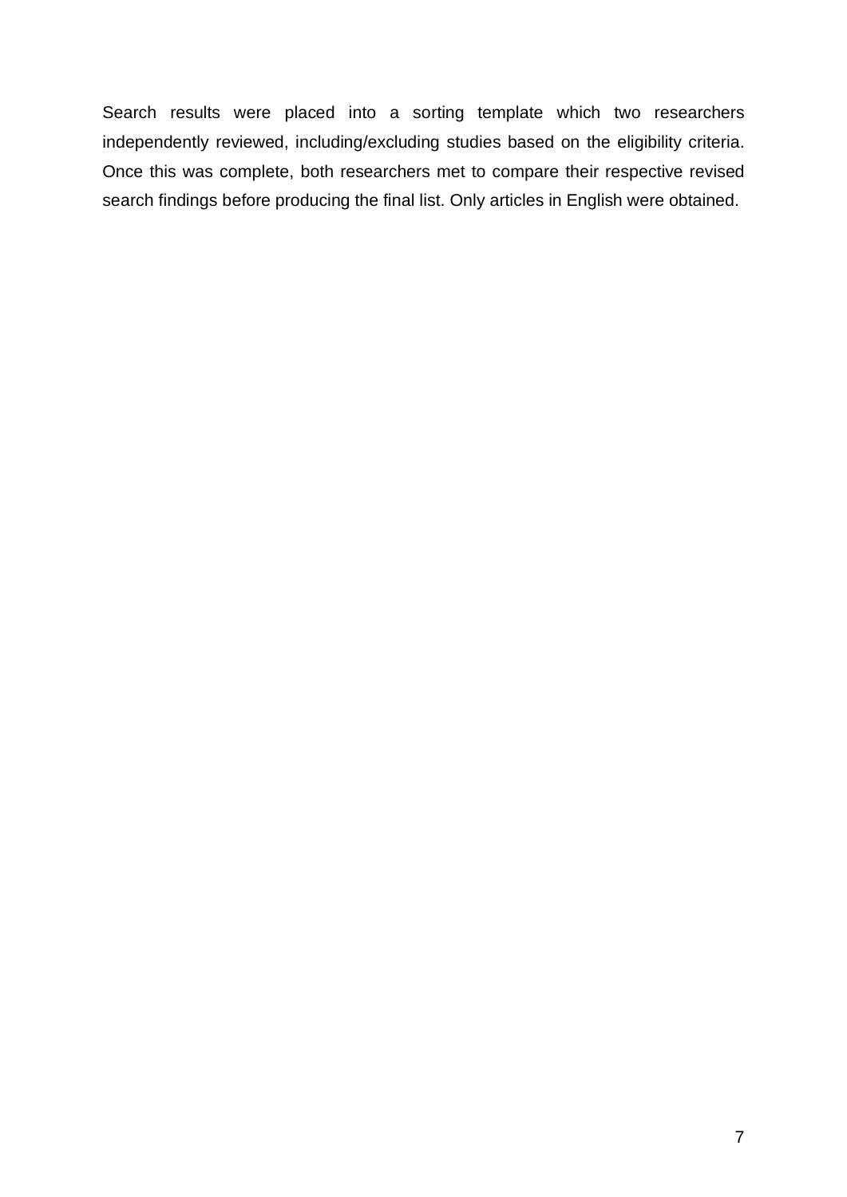Search results were placed into a sorting template which two researchers independently reviewed, including/excluding studies based on the eligibility criteria. Once this was complete, both researchers met to compare their respective revised search findings before producing the final list. Only articles in English were obtained.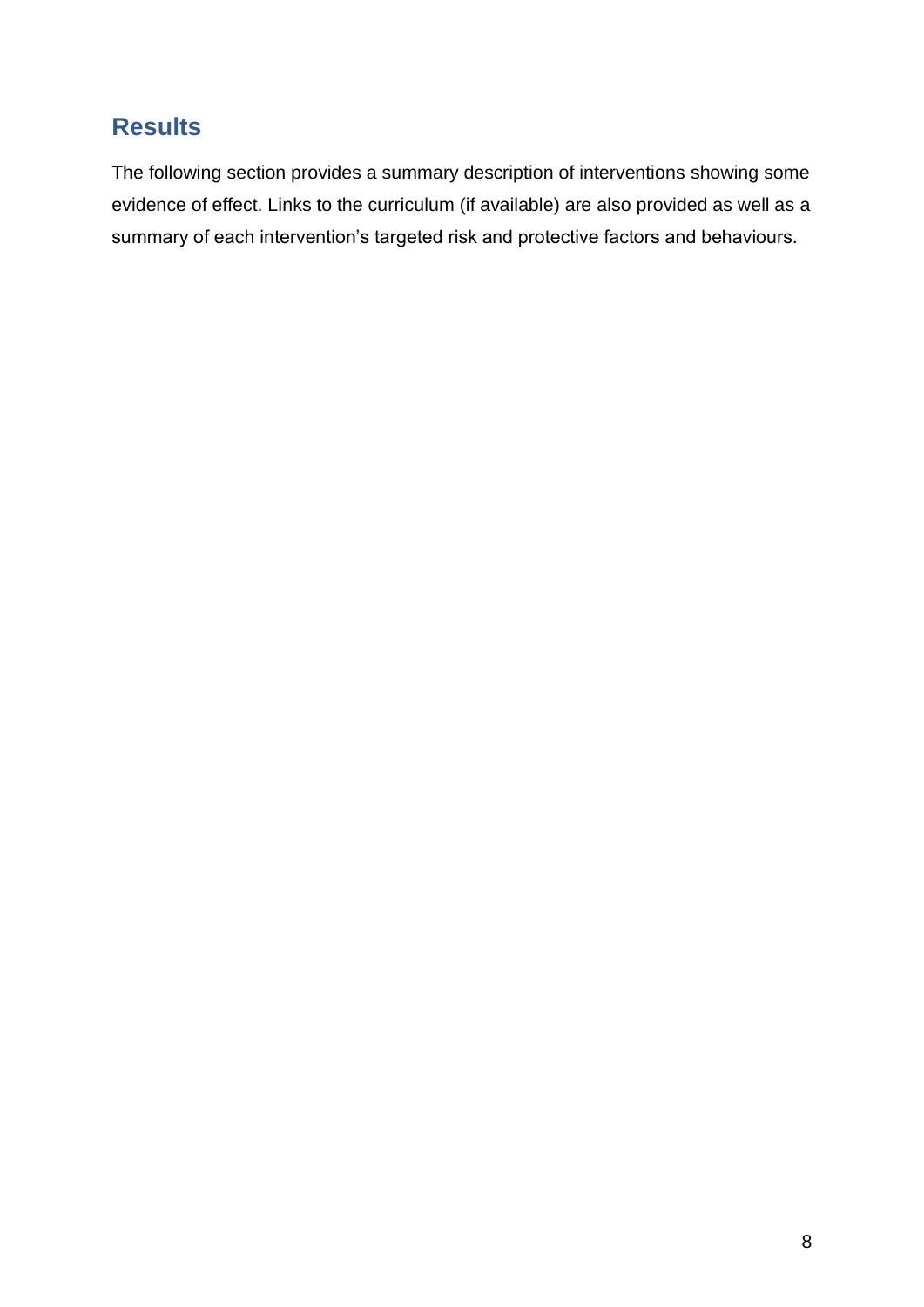## Results

The following section provides a summary description of interventions showing some evidence of effect. Links to the curriculum (if available) are also provided as well as a summary of each intervention's targeted risk and protective factors and behaviours.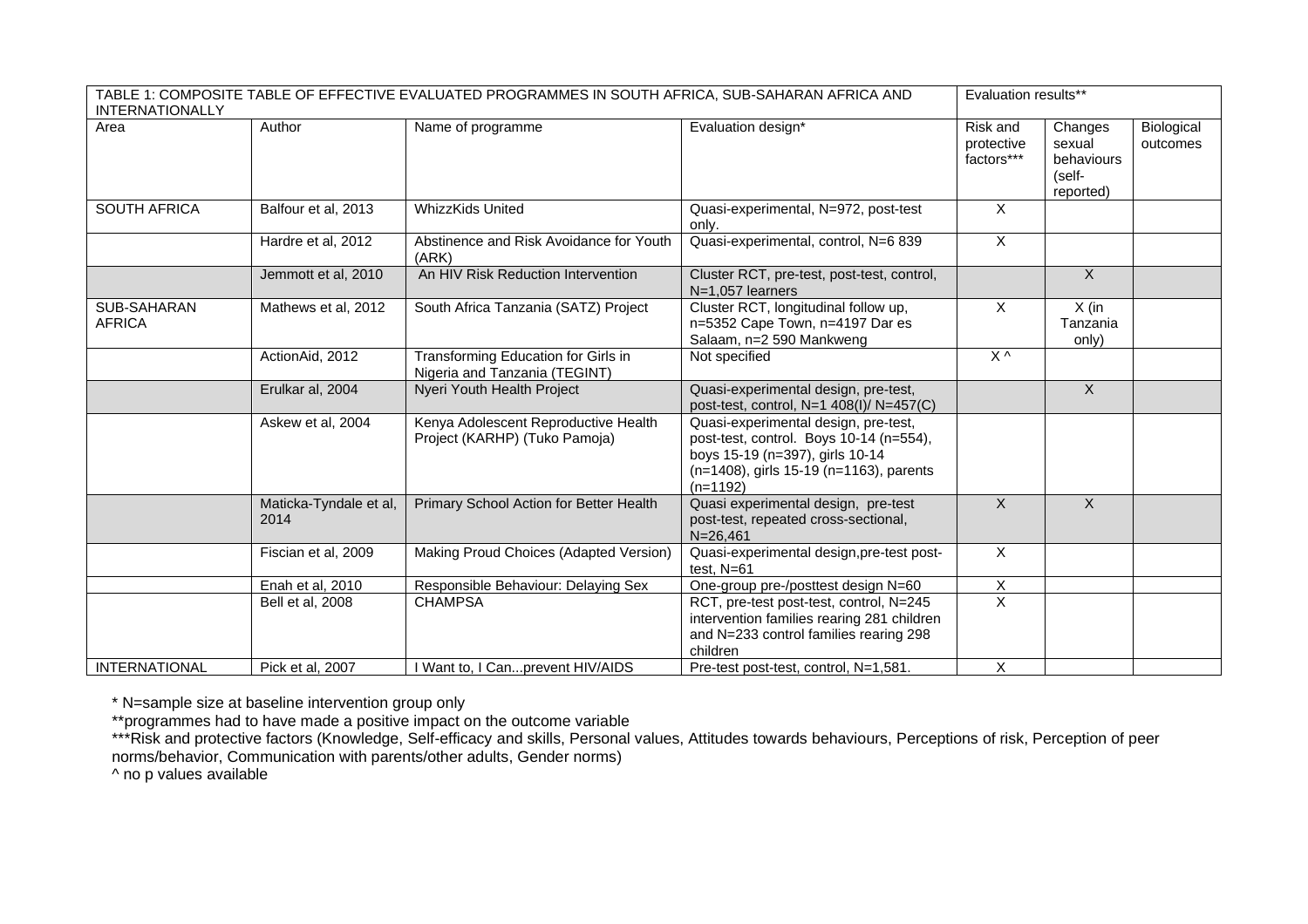| TABLE 1: COMPOSITE TABLE OF EFFECTIVE EVALUATED PROGRAMMES IN SOUTH AFRICA, SUB-SAHARAN AFRICA AND INTERNATIONALLY | | | | Evaluation results** | | |
|---|---|---|---|---|---|---|
| Area | Author | Name of programme | Evaluation design* | Risk and protective factors*** | Changes sexual behaviours (self-reported) | Biological outcomes |
| SOUTH AFRICA | Balfour et al, 2013 | WhizzKids United | Quasi-experimental, N=972, post-test only. | X | | |
| | Hardre et al, 2012 | Abstinence and Risk Avoidance for Youth (ARK) | Quasi-experimental, control, N=6 839 | X | | |
| | Jemmott et al, 2010 | An HIV Risk Reduction Intervention | Cluster RCT, pre-test, post-test, control, N=1,057 learners | | X | |
| SUB-SAHARAN AFRICA | Mathews et al, 2012 | South Africa Tanzania (SATZ) Project | Cluster RCT, longitudinal follow up, n=5352 Cape Town, n=4197 Dar es Salaam, n=2 590 Mankweng | X | X (in Tanzania only) | |
| | ActionAid, 2012 | Transforming Education for Girls in Nigeria and Tanzania (TEGINT) | Not specified | X ^ | | |
| | Erulkar al, 2004 | Nyeri Youth Health Project | Quasi-experimental design, pre-test, post-test, control, N=1 408(I)/ N=457(C) | | X | |
| | Askew et al, 2004 | Kenya Adolescent Reproductive Health Project (KARHP) (Tuko Pamoja) | Quasi-experimental design, pre-test, post-test, control. Boys 10-14 (n=554), boys 15-19 (n=397), girls 10-14 (n=1408), girls 15-19 (n=1163), parents (n=1192) | | | |
| | Maticka-Tyndale et al, 2014 | Primary School Action for Better Health | Quasi experimental design, pre-test post-test, repeated cross-sectional, N=26,461 | X | X | |
| | Fiscian et al, 2009 | Making Proud Choices (Adapted Version) | Quasi-experimental design,pre-test post-test, N=61 | X | | |
| | Enah et al, 2010 | Responsible Behaviour: Delaying Sex | One-group pre-/posttest design N=60 | X | | |
| | Bell et al, 2008 | CHAMPSA | RCT, pre-test post-test, control, N=245 intervention families rearing 281 children and N=233 control families rearing 298 children | X | | |
| INTERNATIONAL | Pick et al, 2007 | I Want to, I Can...prevent HIV/AIDS | Pre-test post-test, control, N=1,581. | X | | |

* N=sample size at baseline intervention group only

**programmes had to have made a positive impact on the outcome variable

***Risk and protective factors (Knowledge, Self-efficacy and skills, Personal values, Attitudes towards behaviours, Perceptions of risk, Perception of peer norms/behavior, Communication with parents/other adults, Gender norms)

^ no p values available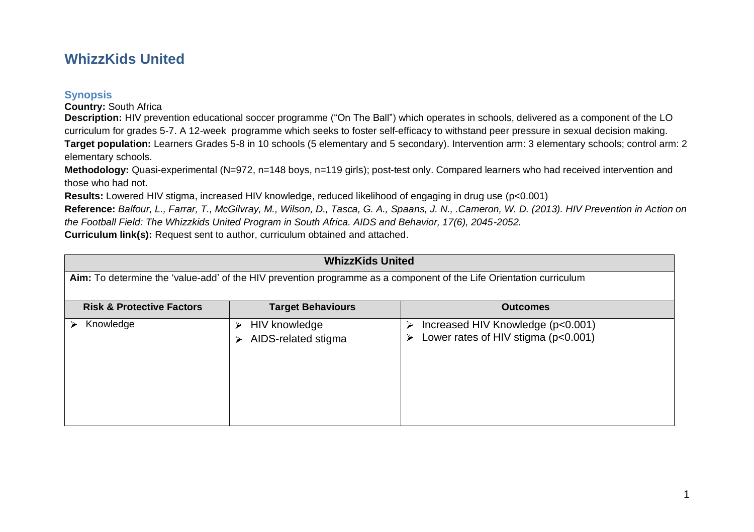# WhizzKids United

## Synopsis

**Country:** South Africa

**Description:** HIV prevention educational soccer programme ("On The Ball") which operates in schools, delivered as a component of the LO curriculum for grades 5-7. A 12-week programme which seeks to foster self-efficacy to withstand peer pressure in sexual decision making.

**Target population:** Learners Grades 5-8 in 10 schools (5 elementary and 5 secondary). Intervention arm: 3 elementary schools; control arm: 2 elementary schools.

**Methodology:** Quasi-experimental (N=972, n=148 boys, n=119 girls); post-test only. Compared learners who had received intervention and those who had not.

**Results:** Lowered HIV stigma, increased HIV knowledge, reduced likelihood of engaging in drug use ($p<0.001$)

**Reference:** *Balfour, L., Farrar, T., McGilvray, M., Wilson, D., Tasca, G. A., Spaans, J. N., .Cameron, W. D. (2013). HIV Prevention in Action on the Football Field: The Whizzkids United Program in South Africa. AIDS and Behavior, 17(6), 2045-2052.*

**Curriculum link(s):** Request sent to author, curriculum obtained and attached.

| **WhizzKids United** | | |
|---|---|---|
| **Aim:** To determine the 'value-add' of the HIV prevention programme as a component of the Life Orientation curriculum | | |
| **Risk & Protective Factors** | **Target Behaviours** | **Outcomes** |
| ➢ Knowledge | ➢ HIV knowledge<br>➢ AIDS-related stigma | ➢ Increased HIV Knowledge ($p<0.001$)<br>➢ Lower rates of HIV stigma ($p<0.001$) |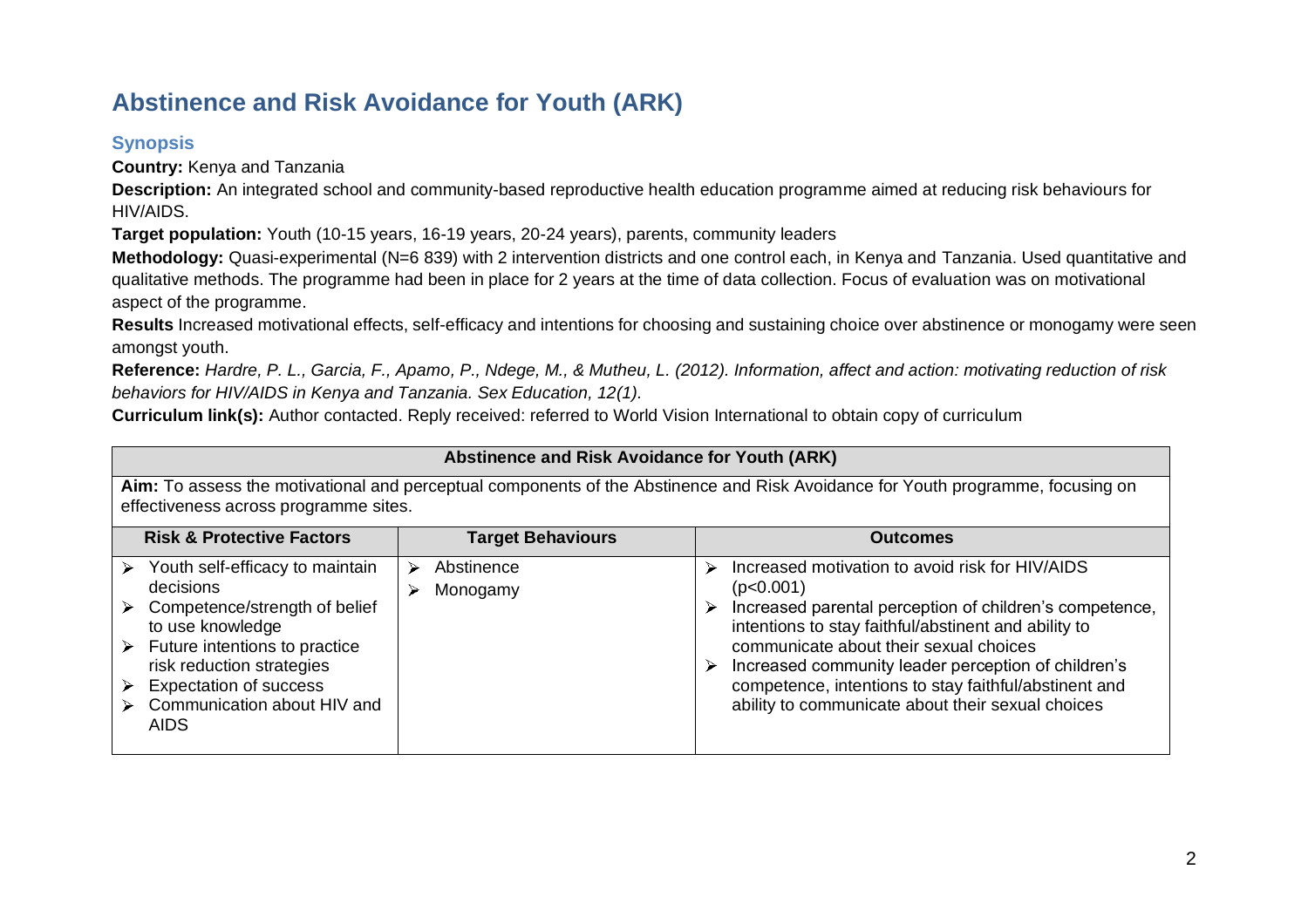## Abstinence and Risk Avoidance for Youth (ARK)

### Synopsis

**Country:** Kenya and Tanzania

**Description:** An integrated school and community-based reproductive health education programme aimed at reducing risk behaviours for HIV/AIDS.

**Target population:** Youth (10-15 years, 16-19 years, 20-24 years), parents, community leaders

**Methodology:** Quasi-experimental (N=6 839) with 2 intervention districts and one control each, in Kenya and Tanzania. Used quantitative and qualitative methods. The programme had been in place for 2 years at the time of data collection. Focus of evaluation was on motivational aspect of the programme.

**Results** Increased motivational effects, self-efficacy and intentions for choosing and sustaining choice over abstinence or monogamy were seen amongst youth.

**Reference:** *Hardre, P. L., Garcia, F., Apamo, P., Ndege, M., & Mutheu, L. (2012). Information, affect and action: motivating reduction of risk behaviors for HIV/AIDS in Kenya and Tanzania. Sex Education, 12(1).*

**Curriculum link(s):** Author contacted. Reply received: referred to World Vision International to obtain copy of curriculum

| **Abstinence and Risk Avoidance for Youth (ARK)** | | |
|---|---|---|
| **Aim:** To assess the motivational and perceptual components of the Abstinence and Risk Avoidance for Youth programme, focusing on effectiveness across programme sites. | | |
| **Risk & Protective Factors** | **Target Behaviours** | **Outcomes** |
| ➢ Youth self-efficacy to maintain decisions<br>➢ Competence/strength of belief to use knowledge<br>➢ Future intentions to practice risk reduction strategies<br>➢ Expectation of success<br>➢ Communication about HIV and AIDS | ➢ Abstinence<br>➢ Monogamy | ➢ Increased motivation to avoid risk for HIV/AIDS ($p<0.001$)<br>➢ Increased parental perception of children's competence, intentions to stay faithful/abstinent and ability to communicate about their sexual choices<br>➢ Increased community leader perception of children's competence, intentions to stay faithful/abstinent and ability to communicate about their sexual choices |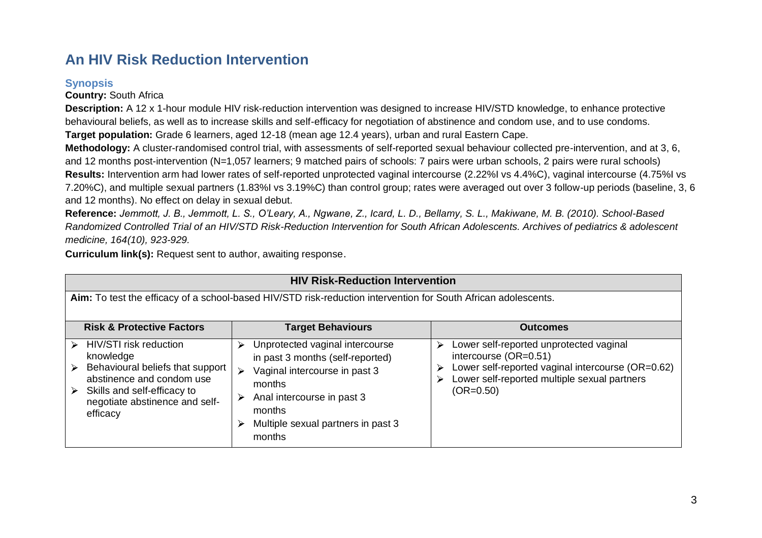## An HIV Risk Reduction Intervention

### Synopsis

**Country:** South Africa

**Description:** A 12 x 1-hour module HIV risk-reduction intervention was designed to increase HIV/STD knowledge, to enhance protective behavioural beliefs, as well as to increase skills and self-efficacy for negotiation of abstinence and condom use, and to use condoms.

**Target population:** Grade 6 learners, aged 12-18 (mean age 12.4 years), urban and rural Eastern Cape.

**Methodology:** A cluster-randomised control trial, with assessments of self-reported sexual behaviour collected pre-intervention, and at 3, 6, and 12 months post-intervention (N=1,057 learners; 9 matched pairs of schools: 7 pairs were urban schools, 2 pairs were rural schools)

**Results:** Intervention arm had lower rates of self-reported unprotected vaginal intercourse (2.22%I vs 4.4%C), vaginal intercourse (4.75%I vs 7.20%C), and multiple sexual partners (1.83%I vs 3.19%C) than control group; rates were averaged out over 3 follow-up periods (baseline, 3, 6 and 12 months). No effect on delay in sexual debut.

**Reference:** *Jemmott, J. B., Jemmott, L. S., O'Leary, A., Ngwane, Z., Icard, L. D., Bellamy, S. L., Makiwane, M. B. (2010). School-Based Randomized Controlled Trial of an HIV/STD Risk-Reduction Intervention for South African Adolescents. Archives of pediatrics & adolescent medicine, 164(10), 923-929.*

**Curriculum link(s):** Request sent to author, awaiting response.

| **HIV Risk-Reduction Intervention** | | |
|---|---|---|
| **Aim:** To test the efficacy of a school-based HIV/STD risk-reduction intervention for South African adolescents. | | |
| **Risk & Protective Factors** | **Target Behaviours** | **Outcomes** |
| ➢ HIV/STI risk reduction knowledge<br>➢ Behavioural beliefs that support abstinence and condom use<br>➢ Skills and self-efficacy to negotiate abstinence and self-efficacy | ➢ Unprotected vaginal intercourse in past 3 months (self-reported)<br>➢ Vaginal intercourse in past 3 months<br>➢ Anal intercourse in past 3 months<br>➢ Multiple sexual partners in past 3 months | ➢ Lower self-reported unprotected vaginal intercourse (OR=0.51)<br>➢ Lower self-reported vaginal intercourse (OR=0.62)<br>➢ Lower self-reported multiple sexual partners (OR=0.50) |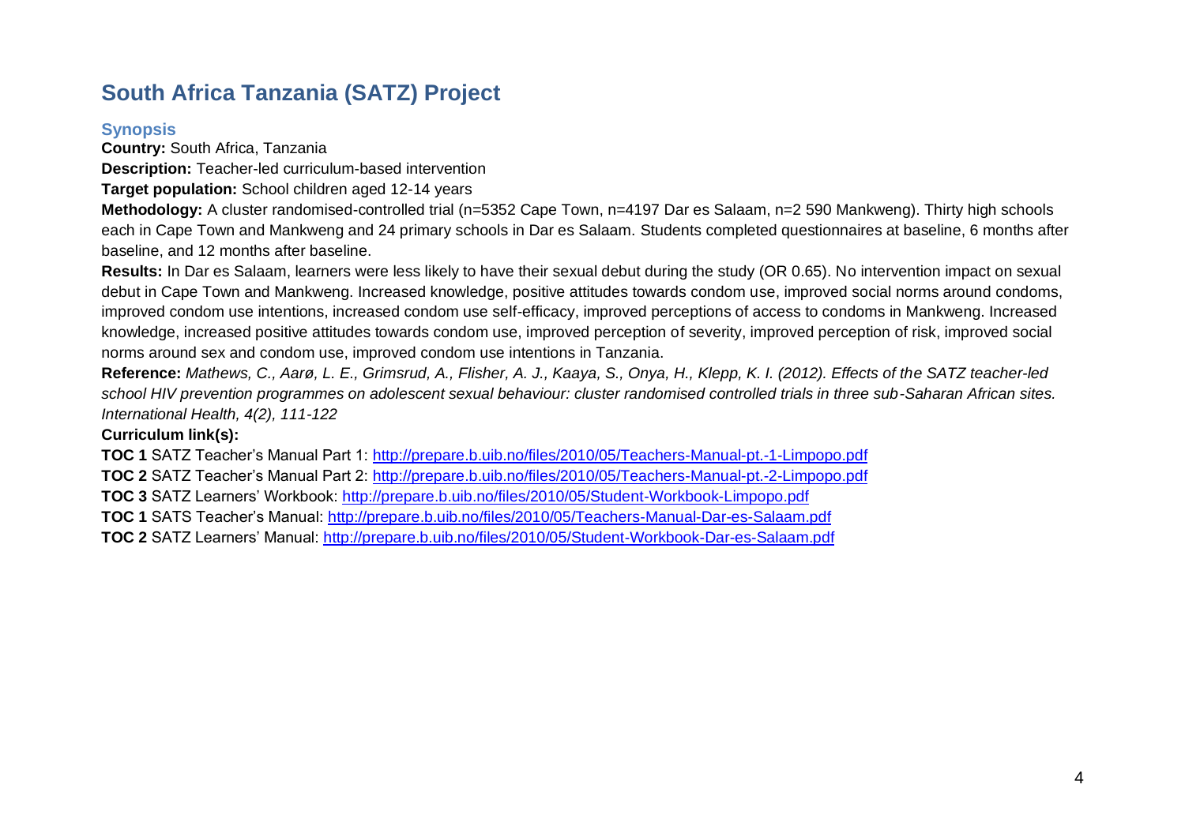# South Africa Tanzania (SATZ) Project

## Synopsis

**Country:** South Africa, Tanzania

**Description:** Teacher-led curriculum-based intervention

**Target population:** School children aged 12-14 years

**Methodology:** A cluster randomised-controlled trial (n=5352 Cape Town, n=4197 Dar es Salaam, n=2 590 Mankweng). Thirty high schools each in Cape Town and Mankweng and 24 primary schools in Dar es Salaam. Students completed questionnaires at baseline, 6 months after baseline, and 12 months after baseline.

**Results:** In Dar es Salaam, learners were less likely to have their sexual debut during the study (OR 0.65). No intervention impact on sexual debut in Cape Town and Mankweng. Increased knowledge, positive attitudes towards condom use, improved social norms around condoms, improved condom use intentions, increased condom use self-efficacy, improved perceptions of access to condoms in Mankweng. Increased knowledge, increased positive attitudes towards condom use, improved perception of severity, improved perception of risk, improved social norms around sex and condom use, improved condom use intentions in Tanzania.

**Reference:** *Mathews, C., Aarø, L. E., Grimsrud, A., Flisher, A. J., Kaaya, S., Onya, H., Klepp, K. I. (2012). Effects of the SATZ teacher-led school HIV prevention programmes on adolescent sexual behaviour: cluster randomised controlled trials in three sub-Saharan African sites. International Health, 4(2), 111-122*

**Curriculum link(s):**

**TOC 1** SATZ Teacher's Manual Part 1: http://prepare.b.uib.no/files/2010/05/Teachers-Manual-pt.-1-Limpopo.pdf

**TOC 2** SATZ Teacher's Manual Part 2: http://prepare.b.uib.no/files/2010/05/Teachers-Manual-pt.-2-Limpopo.pdf

**TOC 3** SATZ Learners' Workbook: http://prepare.b.uib.no/files/2010/05/Student-Workbook-Limpopo.pdf

**TOC 1** SATS Teacher's Manual: http://prepare.b.uib.no/files/2010/05/Teachers-Manual-Dar-es-Salaam.pdf

**TOC 2** SATZ Learners' Manual: http://prepare.b.uib.no/files/2010/05/Student-Workbook-Dar-es-Salaam.pdf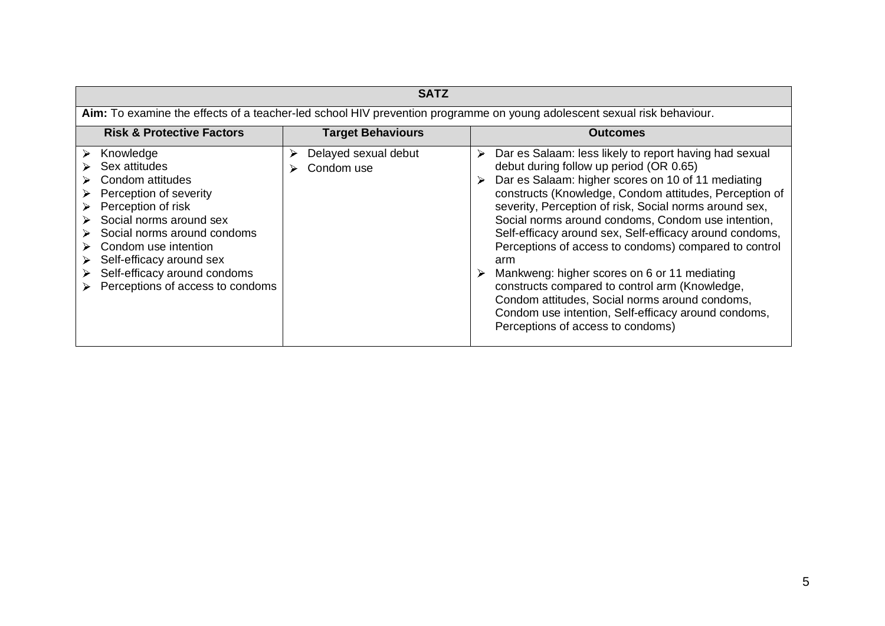| SATZ | | |
|---|---|---|
| **Aim:** To examine the effects of a teacher-led school HIV prevention programme on young adolescent sexual risk behaviour. | | |
| **Risk & Protective Factors** | **Target Behaviours** | **Outcomes** |
| ➢ Knowledge<br>➢ Sex attitudes<br>➢ Condom attitudes<br>➢ Perception of severity<br>➢ Perception of risk<br>➢ Social norms around sex<br>➢ Social norms around condoms<br>➢ Condom use intention<br>➢ Self-efficacy around sex<br>➢ Self-efficacy around condoms<br>➢ Perceptions of access to condoms | ➢ Delayed sexual debut<br>➢ Condom use | ➢ Dar es Salaam: less likely to report having had sexual debut during follow up period (OR 0.65)<br>➢ Dar es Salaam: higher scores on 10 of 11 mediating constructs (Knowledge, Condom attitudes, Perception of severity, Perception of risk, Social norms around sex, Social norms around condoms, Condom use intention, Self-efficacy around sex, Self-efficacy around condoms, Perceptions of access to condoms) compared to control arm<br>➢ Mankweng: higher scores on 6 or 11 mediating constructs compared to control arm (Knowledge, Condom attitudes, Social norms around condoms, Condom use intention, Self-efficacy around condoms, Perceptions of access to condoms) |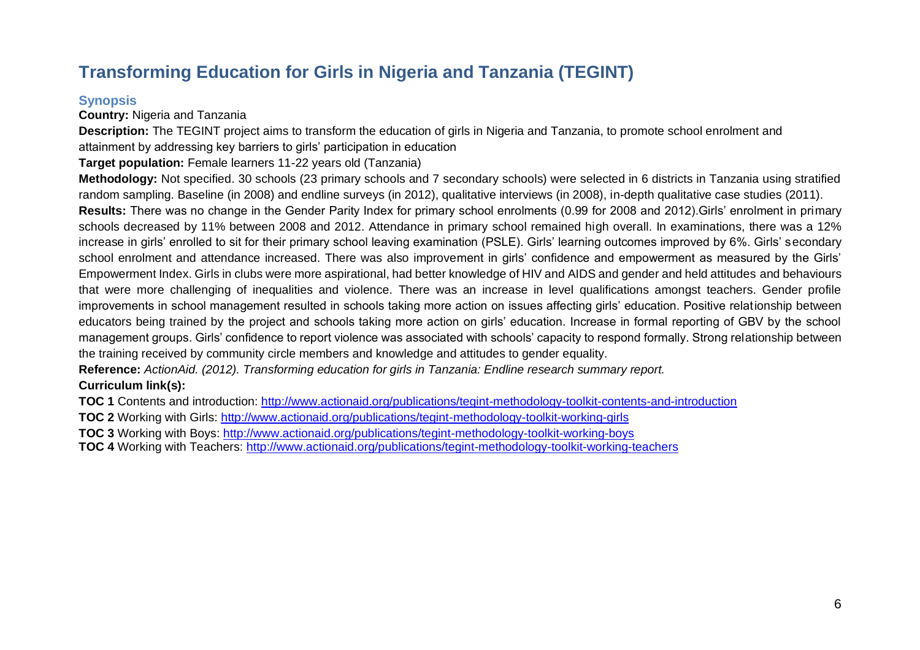# Transforming Education for Girls in Nigeria and Tanzania (TEGINT)

## Synopsis

**Country:** Nigeria and Tanzania

**Description:** The TEGINT project aims to transform the education of girls in Nigeria and Tanzania, to promote school enrolment and attainment by addressing key barriers to girls' participation in education

**Target population:** Female learners 11-22 years old (Tanzania)

**Methodology:** Not specified. 30 schools (23 primary schools and 7 secondary schools) were selected in 6 districts in Tanzania using stratified random sampling. Baseline (in 2008) and endline surveys (in 2012), qualitative interviews (in 2008), in-depth qualitative case studies (2011).

**Results:** There was no change in the Gender Parity Index for primary school enrolments (0.99 for 2008 and 2012).Girls' enrolment in primary schools decreased by 11% between 2008 and 2012. Attendance in primary school remained high overall. In examinations, there was a 12% increase in girls' enrolled to sit for their primary school leaving examination (PSLE). Girls' learning outcomes improved by 6%. Girls' secondary school enrolment and attendance increased. There was also improvement in girls' confidence and empowerment as measured by the Girls' Empowerment Index. Girls in clubs were more aspirational, had better knowledge of HIV and AIDS and gender and held attitudes and behaviours that were more challenging of inequalities and violence. There was an increase in level qualifications amongst teachers. Gender profile improvements in school management resulted in schools taking more action on issues affecting girls' education. Positive relationship between educators being trained by the project and schools taking more action on girls' education. Increase in formal reporting of GBV by the school management groups. Girls' confidence to report violence was associated with schools' capacity to respond formally. Strong relationship between the training received by community circle members and knowledge and attitudes to gender equality.

**Reference:** *ActionAid. (2012). Transforming education for girls in Tanzania: Endline research summary report.*

**Curriculum link(s):**

**TOC 1** Contents and introduction: http://www.actionaid.org/publications/tegint-methodology-toolkit-contents-and-introduction

**TOC 2** Working with Girls: http://www.actionaid.org/publications/tegint-methodology-toolkit-working-girls

**TOC 3** Working with Boys: http://www.actionaid.org/publications/tegint-methodology-toolkit-working-boys

**TOC 4** Working with Teachers: http://www.actionaid.org/publications/tegint-methodology-toolkit-working-teachers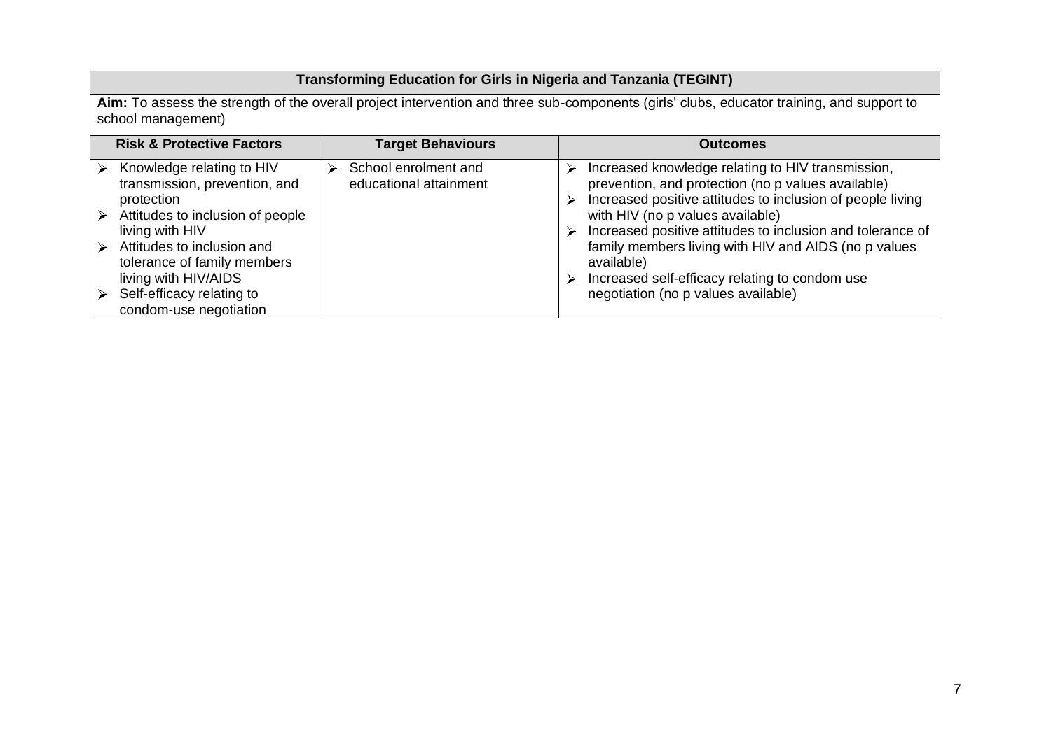| Transforming Education for Girls in Nigeria and Tanzania (TEGINT) | | |
|---|---|---|
| **Aim:** To assess the strength of the overall project intervention and three sub-components (girls' clubs, educator training, and support to school management) | | |
| **Risk & Protective Factors** | **Target Behaviours** | **Outcomes** |
| ➢ Knowledge relating to HIV transmission, prevention, and protection<br>➢ Attitudes to inclusion of people living with HIV<br>➢ Attitudes to inclusion and tolerance of family members living with HIV/AIDS<br>➢ Self-efficacy relating to condom-use negotiation | ➢ School enrolment and educational attainment | ➢ Increased knowledge relating to HIV transmission, prevention, and protection (no p values available)<br>➢ Increased positive attitudes to inclusion of people living with HIV (no p values available)<br>➢ Increased positive attitudes to inclusion and tolerance of family members living with HIV and AIDS (no p values available)<br>➢ Increased self-efficacy relating to condom use negotiation (no p values available) |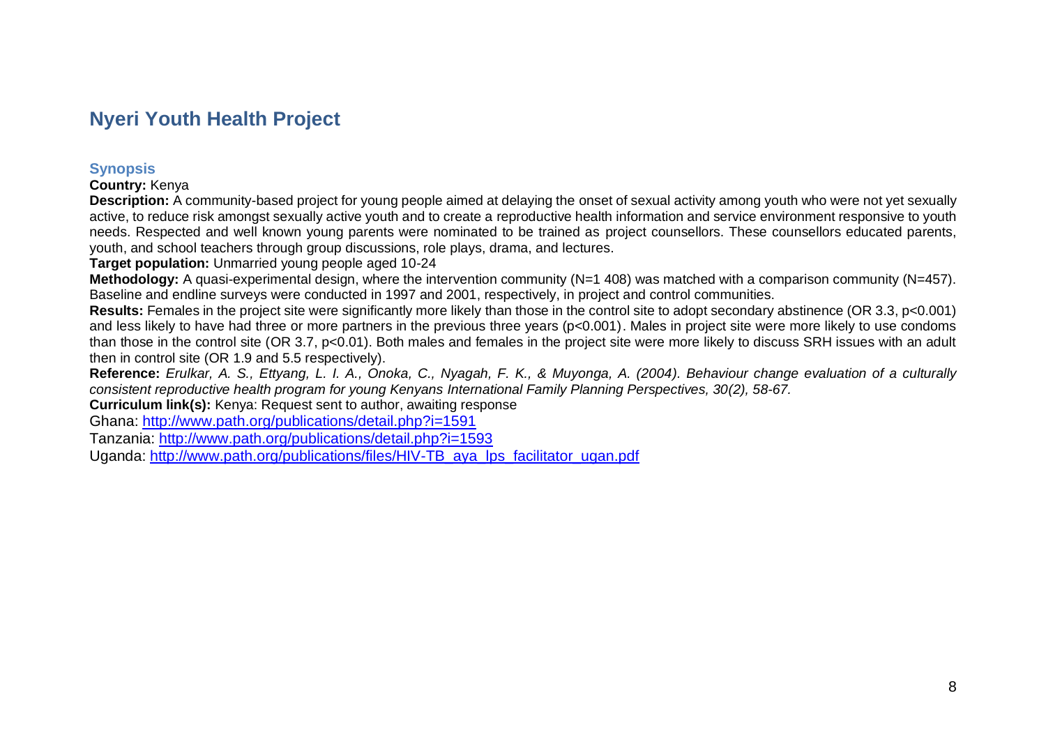## Nyeri Youth Health Project

### Synopsis

**Country:** Kenya

**Description:** A community-based project for young people aimed at delaying the onset of sexual activity among youth who were not yet sexually active, to reduce risk amongst sexually active youth and to create a reproductive health information and service environment responsive to youth needs. Respected and well known young parents were nominated to be trained as project counsellors. These counsellors educated parents, youth, and school teachers through group discussions, role plays, drama, and lectures.

**Target population:** Unmarried young people aged 10-24

**Methodology:** A quasi-experimental design, where the intervention community (N=1 408) was matched with a comparison community (N=457). Baseline and endline surveys were conducted in 1997 and 2001, respectively, in project and control communities.

**Results:** Females in the project site were significantly more likely than those in the control site to adopt secondary abstinence (OR 3.3, $p<0.001$) and less likely to have had three or more partners in the previous three years ($p<0.001$). Males in project site were more likely to use condoms than those in the control site (OR 3.7, $p<0.01$). Both males and females in the project site were more likely to discuss SRH issues with an adult then in control site (OR 1.9 and 5.5 respectively).

**Reference:** *Erulkar, A. S., Ettyang, L. I. A., Onoka, C., Nyagah, F. K., & Muyonga, A. (2004). Behaviour change evaluation of a culturally consistent reproductive health program for young Kenyans International Family Planning Perspectives, 30(2), 58-67.*

**Curriculum link(s):** Kenya: Request sent to author, awaiting response

Ghana: http://www.path.org/publications/detail.php?i=1591

Tanzania: http://www.path.org/publications/detail.php?i=1593

Uganda: http://www.path.org/publications/files/HIV-TB_aya_lps_facilitator_ugan.pdf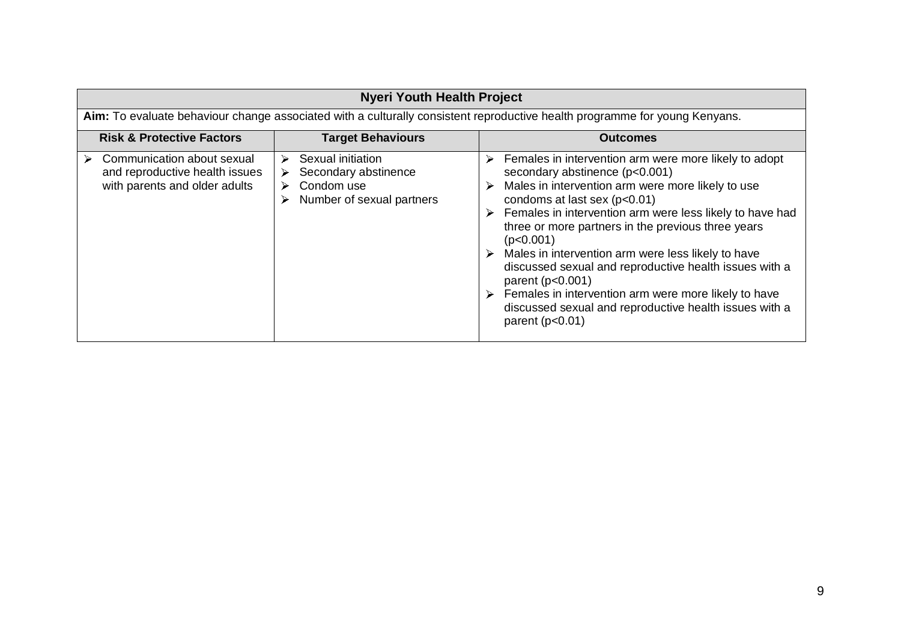| Nyeri Youth Health Project | | |
|---|---|---|
| **Aim:** To evaluate behaviour change associated with a culturally consistent reproductive health programme for young Kenyans. | | |
| **Risk & Protective Factors** | **Target Behaviours** | **Outcomes** |
| ➢ Communication about sexual and reproductive health issues with parents and older adults | ➢ Sexual initiation<br>➢ Secondary abstinence<br>➢ Condom use<br>➢ Number of sexual partners | ➢ Females in intervention arm were more likely to adopt secondary abstinence ($p<0.001$)<br>➢ Males in intervention arm were more likely to use condoms at last sex ($p<0.01$)<br>➢ Females in intervention arm were less likely to have had three or more partners in the previous three years ($p<0.001$)<br>➢ Males in intervention arm were less likely to have discussed sexual and reproductive health issues with a parent ($p<0.001$)<br>➢ Females in intervention arm were more likely to have discussed sexual and reproductive health issues with a parent ($p<0.01$) |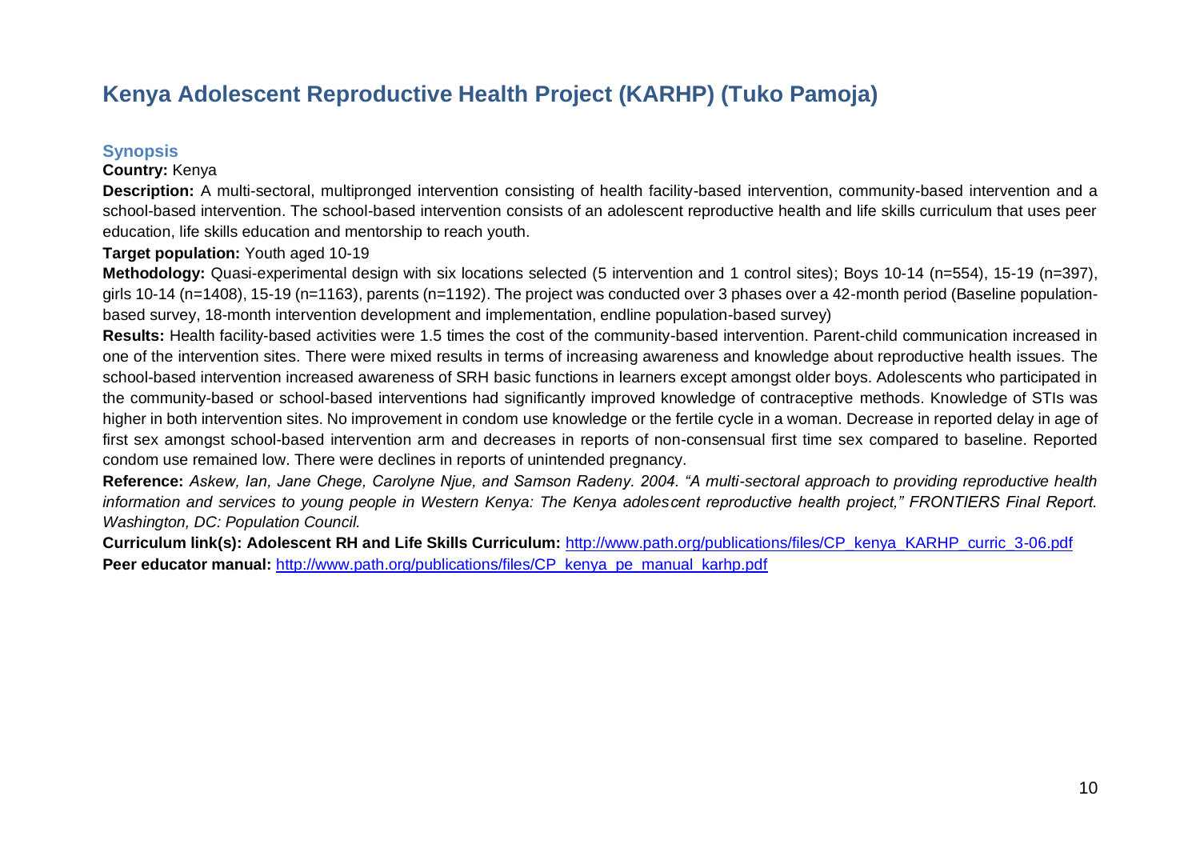# Kenya Adolescent Reproductive Health Project (KARHP) (Tuko Pamoja)

### Synopsis

**Country:** Kenya

**Description:** A multi-sectoral, multipronged intervention consisting of health facility-based intervention, community-based intervention and a school-based intervention. The school-based intervention consists of an adolescent reproductive health and life skills curriculum that uses peer education, life skills education and mentorship to reach youth.

**Target population:** Youth aged 10-19

**Methodology:** Quasi-experimental design with six locations selected (5 intervention and 1 control sites); Boys 10-14 (n=554), 15-19 (n=397), girls 10-14 (n=1408), 15-19 (n=1163), parents (n=1192). The project was conducted over 3 phases over a 42-month period (Baseline population-based survey, 18-month intervention development and implementation, endline population-based survey)

**Results:** Health facility-based activities were 1.5 times the cost of the community-based intervention. Parent-child communication increased in one of the intervention sites. There were mixed results in terms of increasing awareness and knowledge about reproductive health issues. The school-based intervention increased awareness of SRH basic functions in learners except amongst older boys. Adolescents who participated in the community-based or school-based interventions had significantly improved knowledge of contraceptive methods. Knowledge of STIs was higher in both intervention sites. No improvement in condom use knowledge or the fertile cycle in a woman. Decrease in reported delay in age of first sex amongst school-based intervention arm and decreases in reports of non-consensual first time sex compared to baseline. Reported condom use remained low. There were declines in reports of unintended pregnancy.

**Reference:** *Askew, Ian, Jane Chege, Carolyne Njue, and Samson Radeny. 2004. "A multi-sectoral approach to providing reproductive health information and services to young people in Western Kenya: The Kenya adolescent reproductive health project," FRONTIERS Final Report. Washington, DC: Population Council.*

**Curriculum link(s): Adolescent RH and Life Skills Curriculum:** http://www.path.org/publications/files/CP_kenya_KARHP_curric_3-06.pdf

**Peer educator manual:** http://www.path.org/publications/files/CP_kenya_pe_manual_karhp.pdf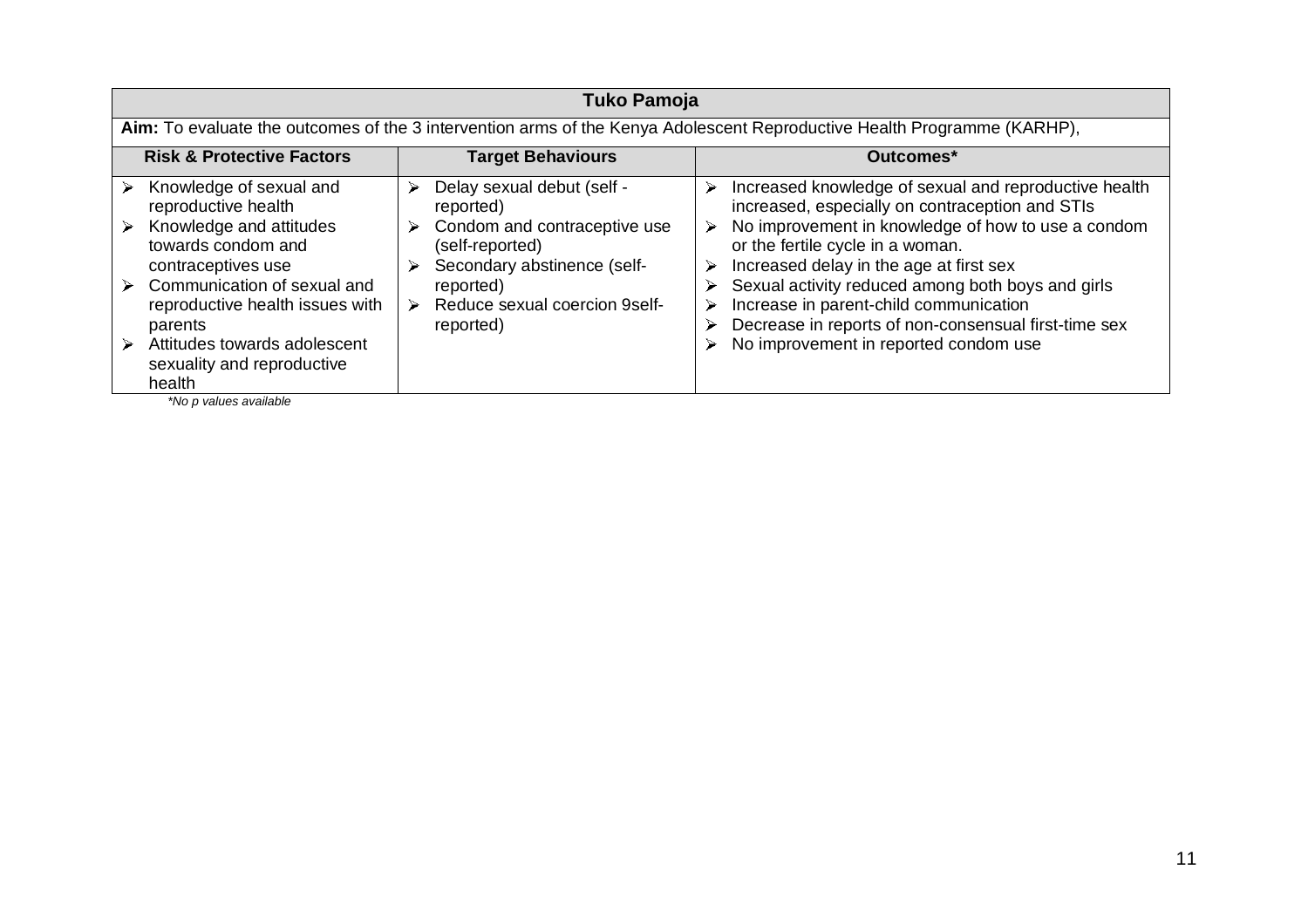| Tuko Pamoja | | |
|---|---|---|
| **Aim:** To evaluate the outcomes of the 3 intervention arms of the Kenya Adolescent Reproductive Health Programme (KARHP), | | |
| **Risk & Protective Factors** | **Target Behaviours** | **Outcomes*** |
| ➢ Knowledge of sexual and reproductive health<br>➢ Knowledge and attitudes towards condom and contraceptives use<br>➢ Communication of sexual and reproductive health issues with parents<br>➢ Attitudes towards adolescent sexuality and reproductive health | ➢ Delay sexual debut (self - reported)<br>➢ Condom and contraceptive use (self-reported)<br>➢ Secondary abstinence (self-reported)<br>➢ Reduce sexual coercion 9self-reported) | ➢ Increased knowledge of sexual and reproductive health increased, especially on contraception and STIs<br>➢ No improvement in knowledge of how to use a condom or the fertile cycle in a woman.<br>➢ Increased delay in the age at first sex<br>➢ Sexual activity reduced among both boys and girls<br>➢ Increase in parent-child communication<br>➢ Decrease in reports of non-consensual first-time sex<br>➢ No improvement in reported condom use |

*\*No p values available*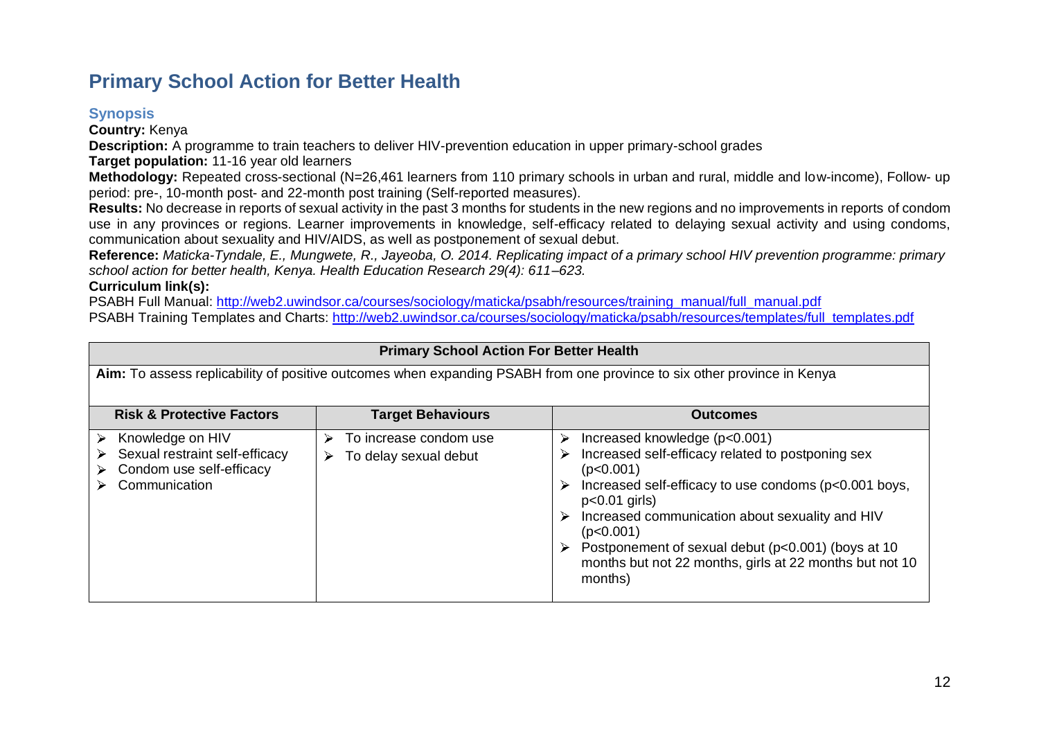## Primary School Action for Better Health

### Synopsis

**Country:** Kenya

**Description:** A programme to train teachers to deliver HIV-prevention education in upper primary-school grades

**Target population:** 11-16 year old learners

**Methodology:** Repeated cross-sectional (N=26,461 learners from 110 primary schools in urban and rural, middle and low-income), Follow- up period: pre-, 10-month post- and 22-month post training (Self-reported measures).

**Results:** No decrease in reports of sexual activity in the past 3 months for students in the new regions and no improvements in reports of condom use in any provinces or regions. Learner improvements in knowledge, self-efficacy related to delaying sexual activity and using condoms, communication about sexuality and HIV/AIDS, as well as postponement of sexual debut.

**Reference:** *Maticka-Tyndale, E., Mungwete, R., Jayeoba, O. 2014. Replicating impact of a primary school HIV prevention programme: primary school action for better health, Kenya. Health Education Research 29(4): 611–623.*

**Curriculum link(s):**

PSABH Full Manual: [http://web2.uwindsor.ca/courses/sociology/maticka/psabh/resources/training_manual/full_manual.pdf](http://web2.uwindsor.ca/courses/sociology/maticka/psabh/resources/training_manual/full_manual.pdf)

PSABH Training Templates and Charts: [http://web2.uwindsor.ca/courses/sociology/maticka/psabh/resources/templates/full_templates.pdf](http://web2.uwindsor.ca/courses/sociology/maticka/psabh/resources/templates/full_templates.pdf)

| Primary School Action For Better Health | | |
|---|---|---|
| **Aim:** To assess replicability of positive outcomes when expanding PSABH from one province to six other province in Kenya | | |
| **Risk & Protective Factors** | **Target Behaviours** | **Outcomes** |
| ➢ Knowledge on HIV<br>➢ Sexual restraint self-efficacy<br>➢ Condom use self-efficacy<br>➢ Communication | ➢ To increase condom use<br>➢ To delay sexual debut | ➢ Increased knowledge ($p<0.001$)<br>➢ Increased self-efficacy related to postponing sex ($p<0.001$)<br>➢ Increased self-efficacy to use condoms ($p<0.001$ boys, $p<0.01$ girls)<br>➢ Increased communication about sexuality and HIV ($p<0.001$)<br>➢ Postponement of sexual debut ($p<0.001$) (boys at 10 months but not 22 months, girls at 22 months but not 10 months) |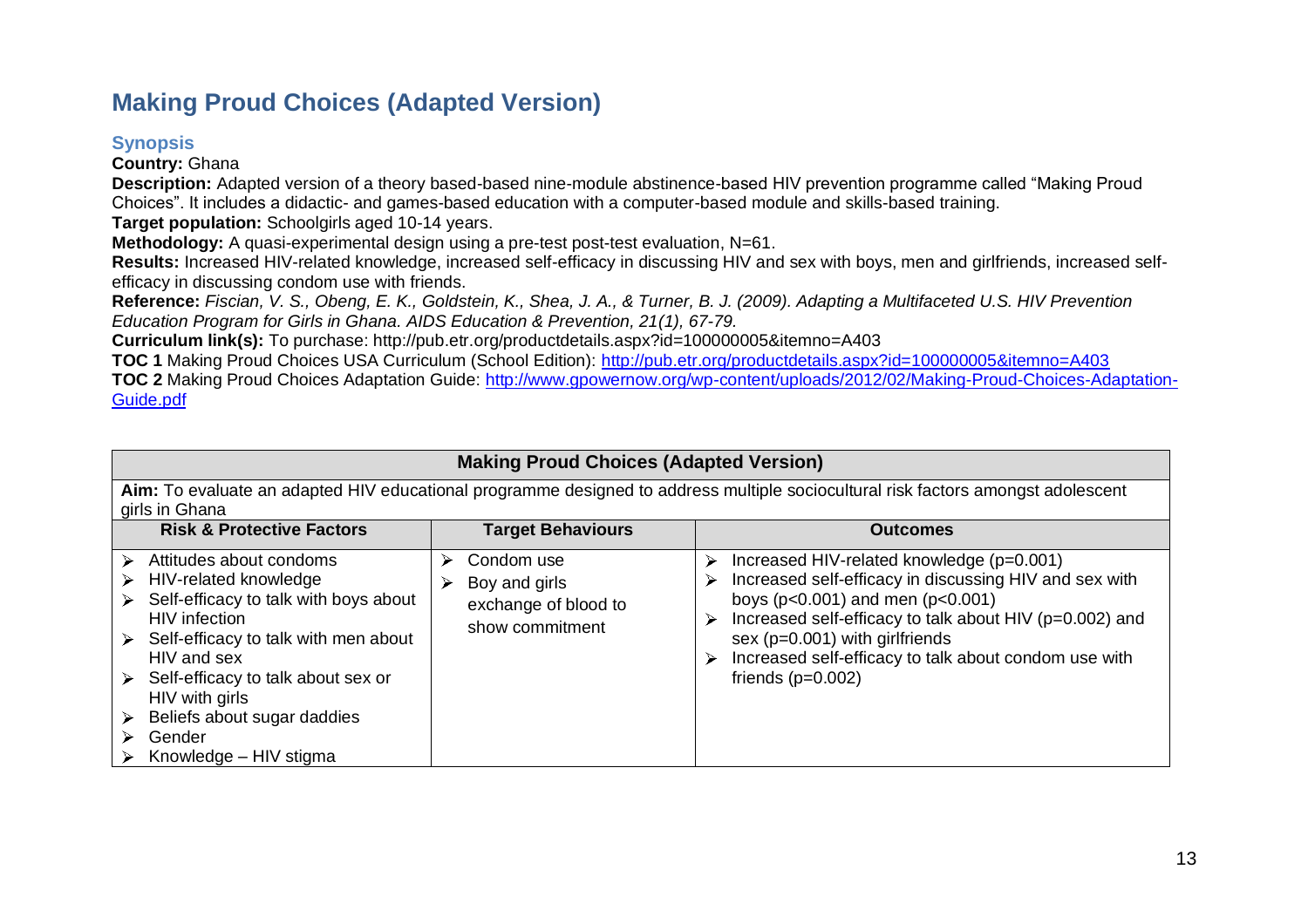## Making Proud Choices (Adapted Version)

### Synopsis

**Country:** Ghana

**Description:** Adapted version of a theory based-based nine-module abstinence-based HIV prevention programme called "Making Proud Choices". It includes a didactic- and games-based education with a computer-based module and skills-based training.

**Target population:** Schoolgirls aged 10-14 years.

**Methodology:** A quasi-experimental design using a pre-test post-test evaluation, N=61.

**Results:** Increased HIV-related knowledge, increased self-efficacy in discussing HIV and sex with boys, men and girlfriends, increased self-efficacy in discussing condom use with friends.

**Reference:** *Fiscian, V. S., Obeng, E. K., Goldstein, K., Shea, J. A., & Turner, B. J. (2009). Adapting a Multifaceted U.S. HIV Prevention Education Program for Girls in Ghana. AIDS Education & Prevention, 21(1), 67-79.*

**Curriculum link(s):** To purchase: http://pub.etr.org/productdetails.aspx?id=100000005&itemno=A403

**TOC 1** Making Proud Choices USA Curriculum (School Edition): http://pub.etr.org/productdetails.aspx?id=100000005&itemno=A403

**TOC 2** Making Proud Choices Adaptation Guide: http://www.gpowernow.org/wp-content/uploads/2012/02/Making-Proud-Choices-Adaptation-Guide.pdf

| Making Proud Choices (Adapted Version) | | |
|---|---|---|
| **Aim:** To evaluate an adapted HIV educational programme designed to address multiple sociocultural risk factors amongst adolescent girls in Ghana | | |
| **Risk & Protective Factors** | **Target Behaviours** | **Outcomes** |
| ➢ Attitudes about condoms<br>➢ HIV-related knowledge<br>➢ Self-efficacy to talk with boys about HIV infection<br>➢ Self-efficacy to talk with men about HIV and sex<br>➢ Self-efficacy to talk about sex or HIV with girls<br>➢ Beliefs about sugar daddies<br>➢ Gender<br>➢ Knowledge – HIV stigma | ➢ Condom use<br>➢ Boy and girls exchange of blood to show commitment | ➢ Increased HIV-related knowledge ($p=0.001$)<br>➢ Increased self-efficacy in discussing HIV and sex with boys ($p<0.001$) and men ($p<0.001$)<br>➢ Increased self-efficacy to talk about HIV ($p=0.002$) and sex ($p=0.001$) with girlfriends<br>➢ Increased self-efficacy to talk about condom use with friends ($p=0.002$) |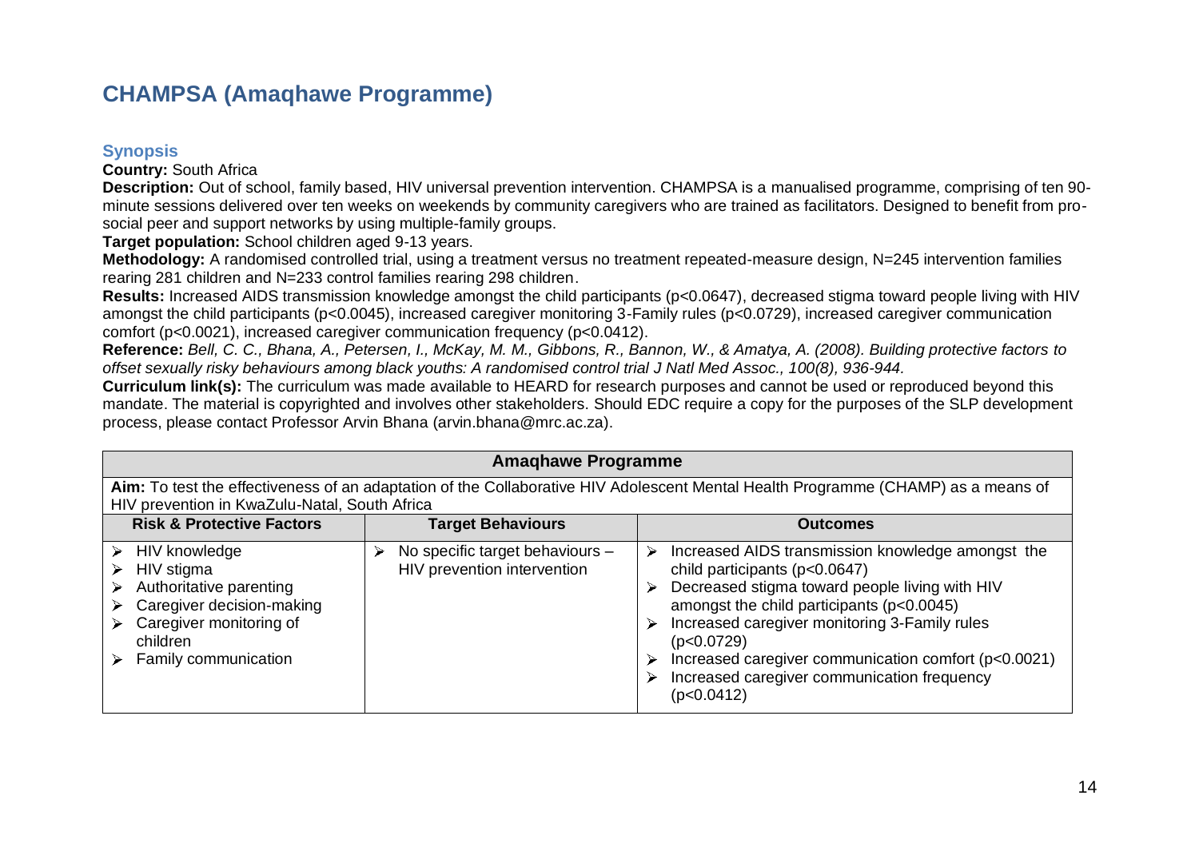## CHAMPSA (Amaqhawe Programme)

### Synopsis

**Country:** South Africa

**Description:** Out of school, family based, HIV universal prevention intervention. CHAMPSA is a manualised programme, comprising of ten 90-minute sessions delivered over ten weeks on weekends by community caregivers who are trained as facilitators. Designed to benefit from pro-social peer and support networks by using multiple-family groups.

**Target population:** School children aged 9-13 years.

**Methodology:** A randomised controlled trial, using a treatment versus no treatment repeated-measure design, N=245 intervention families rearing 281 children and N=233 control families rearing 298 children.

**Results:** Increased AIDS transmission knowledge amongst the child participants ($p<0.0647$), decreased stigma toward people living with HIV amongst the child participants ($p<0.0045$), increased caregiver monitoring 3-Family rules ($p<0.0729$), increased caregiver communication comfort ($p<0.0021$), increased caregiver communication frequency ($p<0.0412$).

**Reference:** *Bell, C. C., Bhana, A., Petersen, I., McKay, M. M., Gibbons, R., Bannon, W., & Amatya, A. (2008). Building protective factors to offset sexually risky behaviours among black youths: A randomised control trial J Natl Med Assoc., 100(8), 936-944.*

**Curriculum link(s):** The curriculum was made available to HEARD for research purposes and cannot be used or reproduced beyond this mandate. The material is copyrighted and involves other stakeholders. Should EDC require a copy for the purposes of the SLP development process, please contact Professor Arvin Bhana (arvin.bhana@mrc.ac.za).

| Amaqhawe Programme | | |
|---|---|---|
| **Aim:** To test the effectiveness of an adaptation of the Collaborative HIV Adolescent Mental Health Programme (CHAMP) as a means of HIV prevention in KwaZulu-Natal, South Africa | | |
| **Risk & Protective Factors** | **Target Behaviours** | **Outcomes** |
| ➢ HIV knowledge<br>➢ HIV stigma<br>➢ Authoritative parenting<br>➢ Caregiver decision-making<br>➢ Caregiver monitoring of children<br>➢ Family communication | ➢ No specific target behaviours – HIV prevention intervention | ➢ Increased AIDS transmission knowledge amongst the child participants ($p<0.0647$)<br>➢ Decreased stigma toward people living with HIV amongst the child participants ($p<0.0045$)<br>➢ Increased caregiver monitoring 3-Family rules ($p<0.0729$)<br>➢ Increased caregiver communication comfort ($p<0.0021$)<br>➢ Increased caregiver communication frequency ($p<0.0412$) |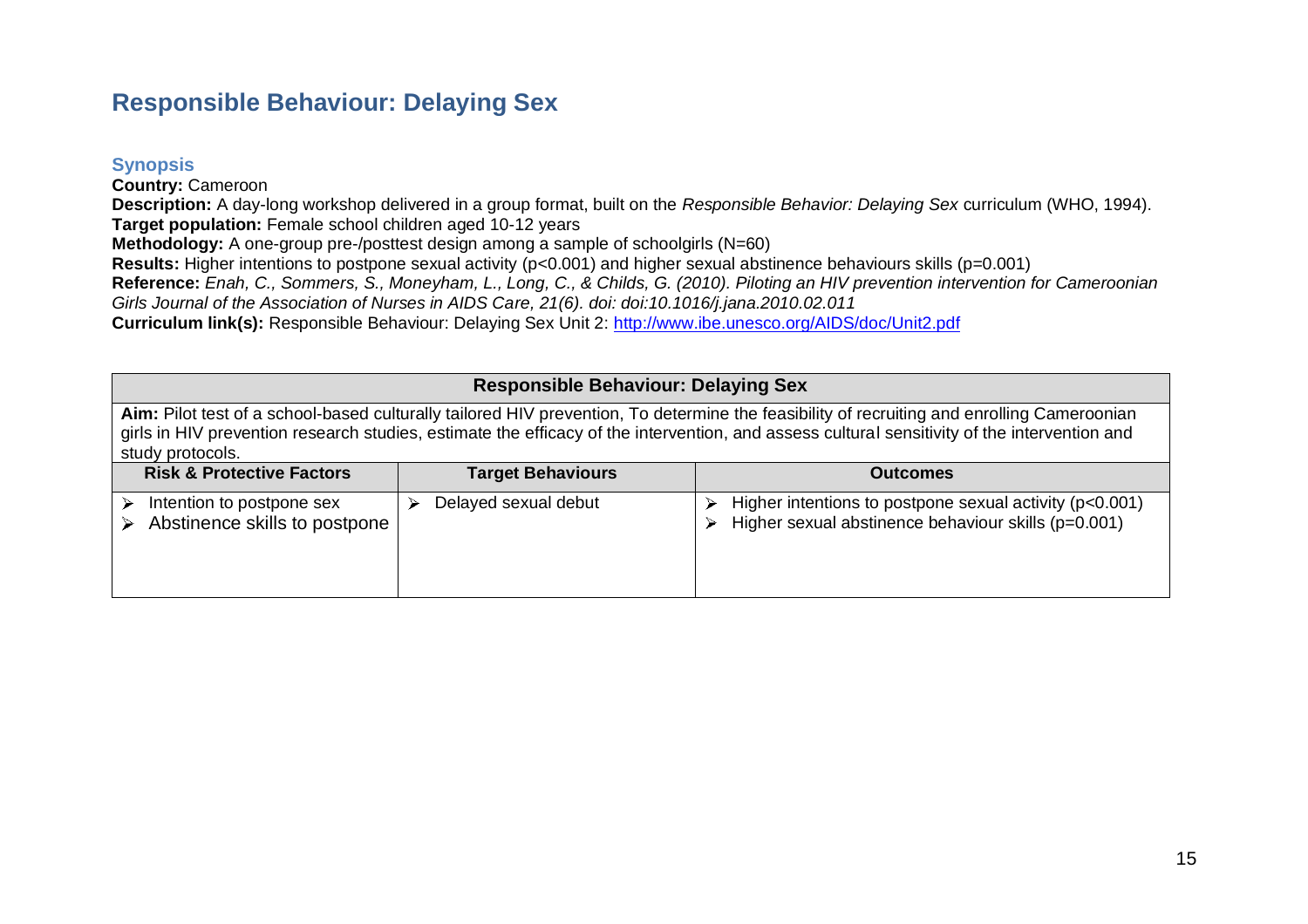## Responsible Behaviour: Delaying Sex

### Synopsis

**Country:** Cameroon
**Description:** A day-long workshop delivered in a group format, built on the *Responsible Behavior: Delaying Sex* curriculum (WHO, 1994).
**Target population:** Female school children aged 10-12 years
**Methodology:** A one-group pre-/posttest design among a sample of schoolgirls (N=60)
**Results:** Higher intentions to postpone sexual activity ($p<0.001$) and higher sexual abstinence behaviours skills ($p=0.001$)
**Reference:** *Enah, C., Sommers, S., Moneyham, L., Long, C., & Childs, G. (2010). Piloting an HIV prevention intervention for Cameroonian Girls Journal of the Association of Nurses in AIDS Care, 21(6). doi: doi:10.1016/j.jana.2010.02.011*
**Curriculum link(s):** Responsible Behaviour: Delaying Sex Unit 2: http://www.ibe.unesco.org/AIDS/doc/Unit2.pdf

| Responsible Behaviour: Delaying Sex | | |
|---|---|---|
| **Aim:** Pilot test of a school-based culturally tailored HIV prevention, To determine the feasibility of recruiting and enrolling Cameroonian girls in HIV prevention research studies, estimate the efficacy of the intervention, and assess cultural sensitivity of the intervention and study protocols. | | |
| **Risk & Protective Factors** | **Target Behaviours** | **Outcomes** |
| ➢ Intention to postpone sex<br>➢ Abstinence skills to postpone | ➢ Delayed sexual debut | ➢ Higher intentions to postpone sexual activity ($p<0.001$)<br>➢ Higher sexual abstinence behaviour skills ($p=0.001$) |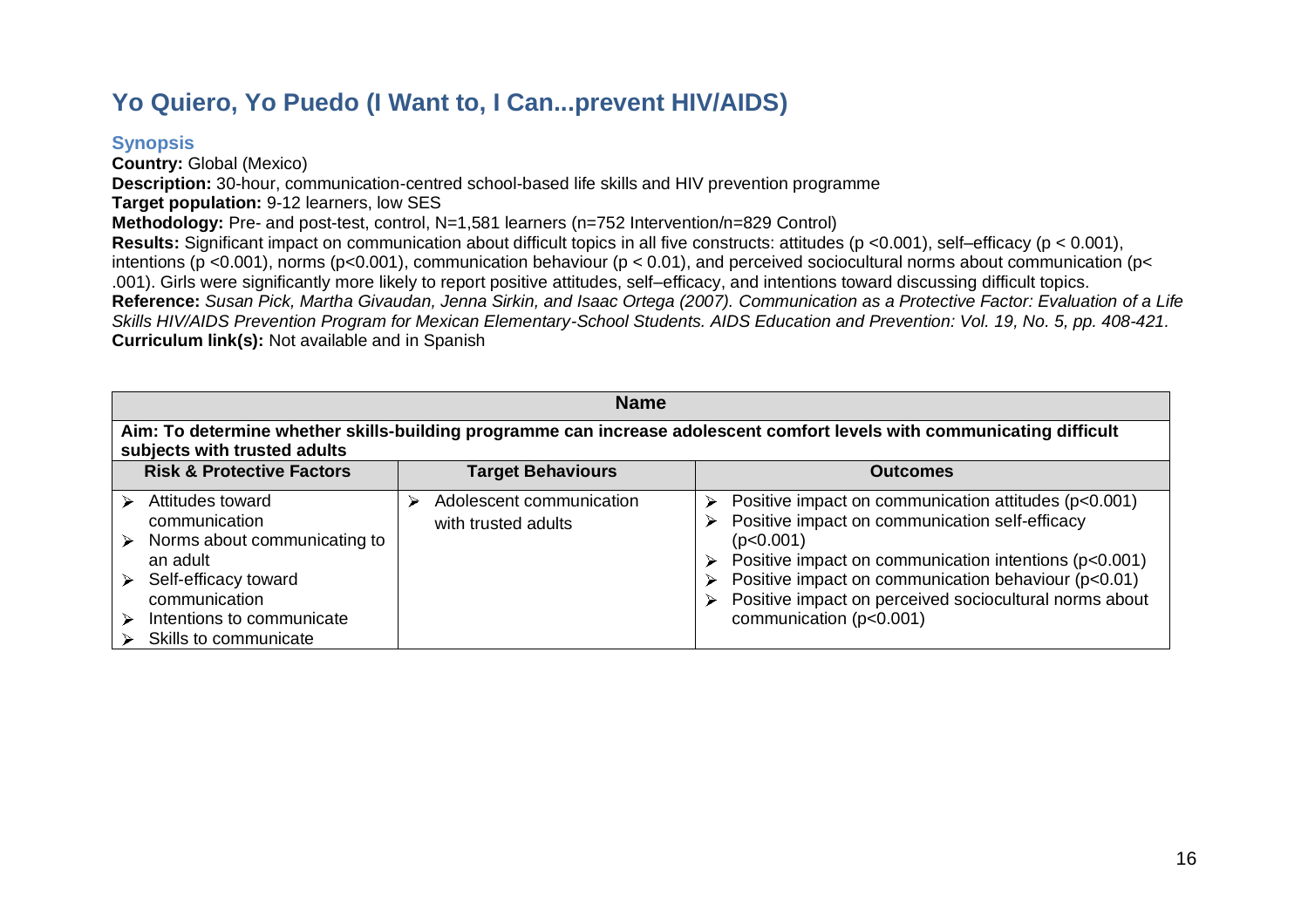## Yo Quiero, Yo Puedo (I Want to, I Can...prevent HIV/AIDS)

### Synopsis

**Country:** Global (Mexico)
**Description:** 30-hour, communication-centred school-based life skills and HIV prevention programme
**Target population:** 9-12 learners, low SES
**Methodology:** Pre- and post-test, control, N=1,581 learners (n=752 Intervention/n=829 Control)
**Results:** Significant impact on communication about difficult topics in all five constructs: attitudes ($p < 0.001$), self–efficacy ($p < 0.001$), intentions ($p < 0.001$), norms ($p < 0.001$), communication behaviour ($p < 0.01$), and perceived sociocultural norms about communication ($p < .001$). Girls were significantly more likely to report positive attitudes, self–efficacy, and intentions toward discussing difficult topics.
**Reference:** *Susan Pick, Martha Givaudan, Jenna Sirkin, and Isaac Ortega (2007). Communication as a Protective Factor: Evaluation of a Life Skills HIV/AIDS Prevention Program for Mexican Elementary-School Students. AIDS Education and Prevention: Vol. 19, No. 5, pp. 408-421.*
**Curriculum link(s):** Not available and in Spanish

| Name | | |
|---|---|---|
| **Aim: To determine whether skills-building programme can increase adolescent comfort levels with communicating difficult subjects with trusted adults** | | |
| **Risk & Protective Factors** | **Target Behaviours** | **Outcomes** |
| ➢ Attitudes toward communication<br>➢ Norms about communicating to an adult<br>➢ Self-efficacy toward communication<br>➢ Intentions to communicate<br>➢ Skills to communicate | ➢ Adolescent communication with trusted adults | ➢ Positive impact on communication attitudes ($p<0.001$)<br>➢ Positive impact on communication self-efficacy ($p<0.001$)<br>➢ Positive impact on communication intentions ($p<0.001$)<br>➢ Positive impact on communication behaviour ($p<0.01$)<br>➢ Positive impact on perceived sociocultural norms about communication ($p<0.001$) |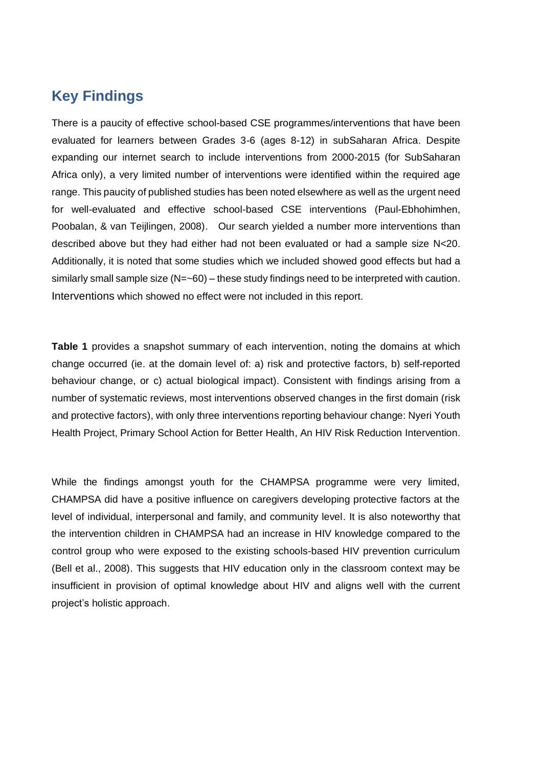## Key Findings

There is a paucity of effective school-based CSE programmes/interventions that have been evaluated for learners between Grades 3-6 (ages 8-12) in subSaharan Africa. Despite expanding our internet search to include interventions from 2000-2015 (for SubSaharan Africa only), a very limited number of interventions were identified within the required age range. This paucity of published studies has been noted elsewhere as well as the urgent need for well-evaluated and effective school-based CSE interventions (Paul-Ebhohimhen, Poobalan, & van Teijlingen, 2008). Our search yielded a number more interventions than described above but they had either had not been evaluated or had a sample size N<20. Additionally, it is noted that some studies which we included showed good effects but had a similarly small sample size (N=~60) – these study findings need to be interpreted with caution. Interventions which showed no effect were not included in this report.

**Table 1** provides a snapshot summary of each intervention, noting the domains at which change occurred (ie. at the domain level of: a) risk and protective factors, b) self-reported behaviour change, or c) actual biological impact). Consistent with findings arising from a number of systematic reviews, most interventions observed changes in the first domain (risk and protective factors), with only three interventions reporting behaviour change: Nyeri Youth Health Project, Primary School Action for Better Health, An HIV Risk Reduction Intervention.

While the findings amongst youth for the CHAMPSA programme were very limited, CHAMPSA did have a positive influence on caregivers developing protective factors at the level of individual, interpersonal and family, and community level. It is also noteworthy that the intervention children in CHAMPSA had an increase in HIV knowledge compared to the control group who were exposed to the existing schools-based HIV prevention curriculum (Bell et al., 2008). This suggests that HIV education only in the classroom context may be insufficient in provision of optimal knowledge about HIV and aligns well with the current project's holistic approach.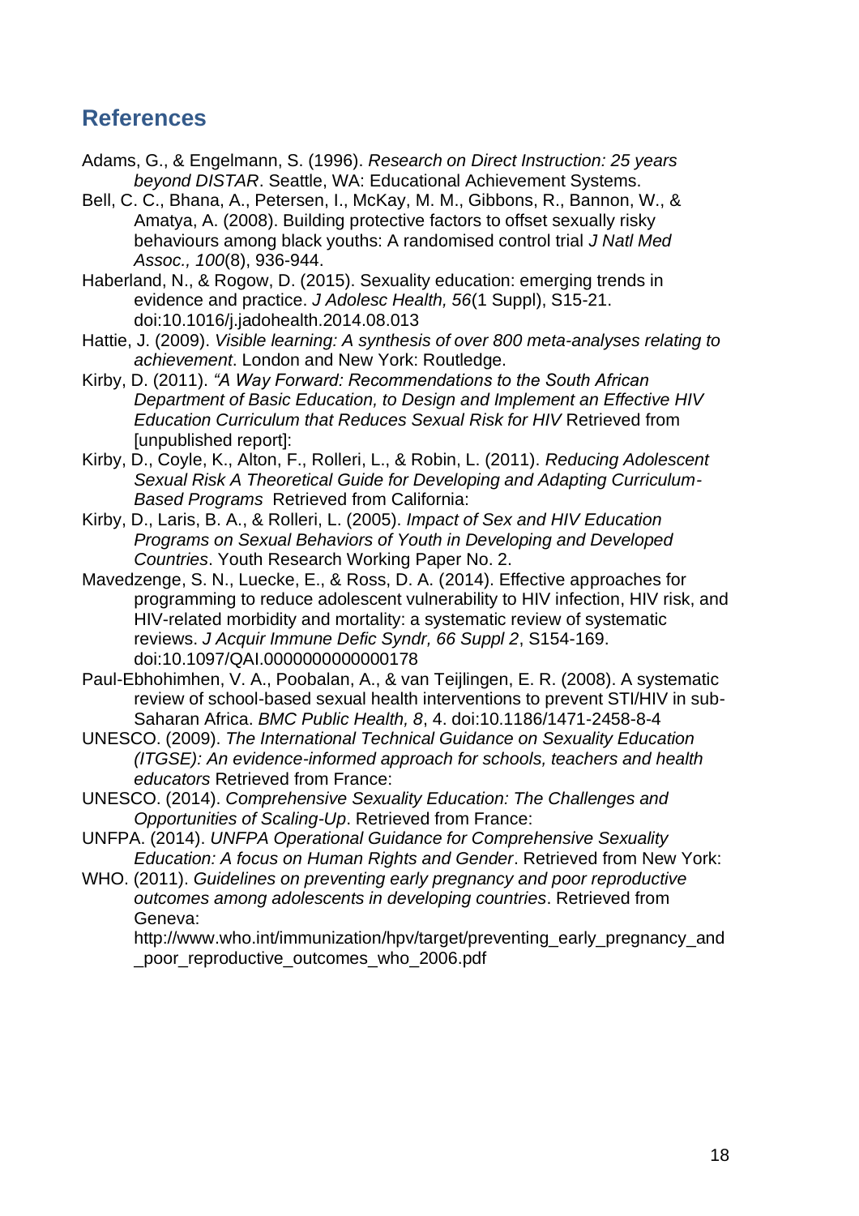## References

Adams, G., & Engelmann, S. (1996). *Research on Direct Instruction: 25 years beyond DISTAR*. Seattle, WA: Educational Achievement Systems.

Bell, C. C., Bhana, A., Petersen, I., McKay, M. M., Gibbons, R., Bannon, W., & Amatya, A. (2008). Building protective factors to offset sexually risky behaviours among black youths: A randomised control trial *J Natl Med Assoc., 100*(8), 936-944.

Haberland, N., & Rogow, D. (2015). Sexuality education: emerging trends in evidence and practice. *J Adolesc Health, 56*(1 Suppl), S15-21. doi:10.1016/j.jadohealth.2014.08.013

Hattie, J. (2009). *Visible learning: A synthesis of over 800 meta-analyses relating to achievement*. London and New York: Routledge.

Kirby, D. (2011). *"A Way Forward: Recommendations to the South African Department of Basic Education, to Design and Implement an Effective HIV Education Curriculum that Reduces Sexual Risk for HIV* Retrieved from [unpublished report]:

Kirby, D., Coyle, K., Alton, F., Rolleri, L., & Robin, L. (2011). *Reducing Adolescent Sexual Risk A Theoretical Guide for Developing and Adapting Curriculum-Based Programs* Retrieved from California:

Kirby, D., Laris, B. A., & Rolleri, L. (2005). *Impact of Sex and HIV Education Programs on Sexual Behaviors of Youth in Developing and Developed Countries*. Youth Research Working Paper No. 2.

Mavedzenge, S. N., Luecke, E., & Ross, D. A. (2014). Effective approaches for programming to reduce adolescent vulnerability to HIV infection, HIV risk, and HIV-related morbidity and mortality: a systematic review of systematic reviews. *J Acquir Immune Defic Syndr, 66 Suppl 2*, S154-169. doi:10.1097/QAI.0000000000000178

Paul-Ebhohimhen, V. A., Poobalan, A., & van Teijlingen, E. R. (2008). A systematic review of school-based sexual health interventions to prevent STI/HIV in sub-Saharan Africa. *BMC Public Health, 8*, 4. doi:10.1186/1471-2458-8-4

UNESCO. (2009). *The International Technical Guidance on Sexuality Education (ITGSE): An evidence-informed approach for schools, teachers and health educators* Retrieved from France:

UNESCO. (2014). *Comprehensive Sexuality Education: The Challenges and Opportunities of Scaling-Up*. Retrieved from France:

UNFPA. (2014). *UNFPA Operational Guidance for Comprehensive Sexuality Education: A focus on Human Rights and Gender*. Retrieved from New York:

WHO. (2011). *Guidelines on preventing early pregnancy and poor reproductive outcomes among adolescents in developing countries*. Retrieved from Geneva: http://www.who.int/immunization/hpv/target/preventing_early_pregnancy_and_poor_reproductive_outcomes_who_2006.pdf